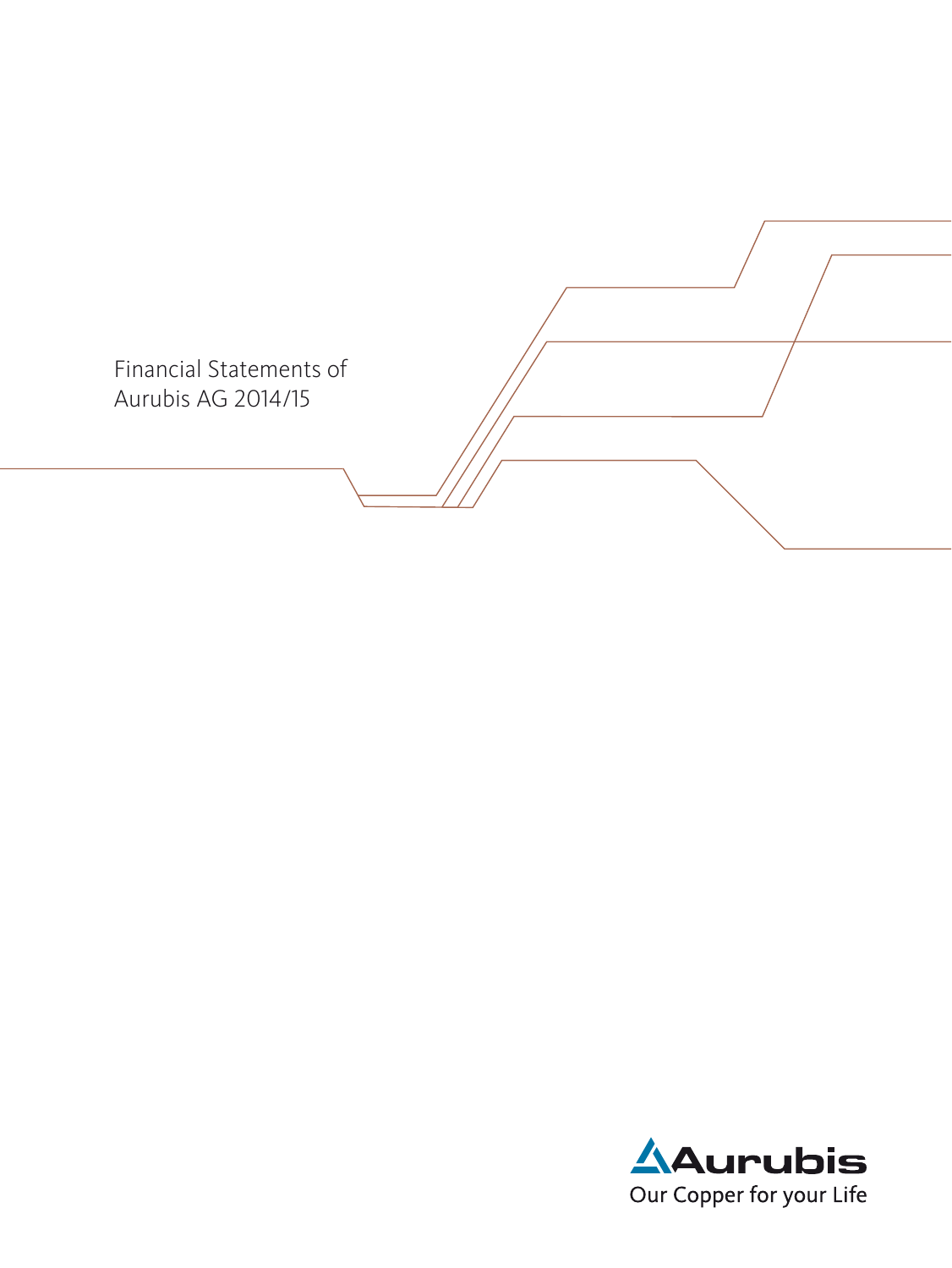# Financial Statements of Aurubis AG 2014/15

Aurubis

Our Copper for your Life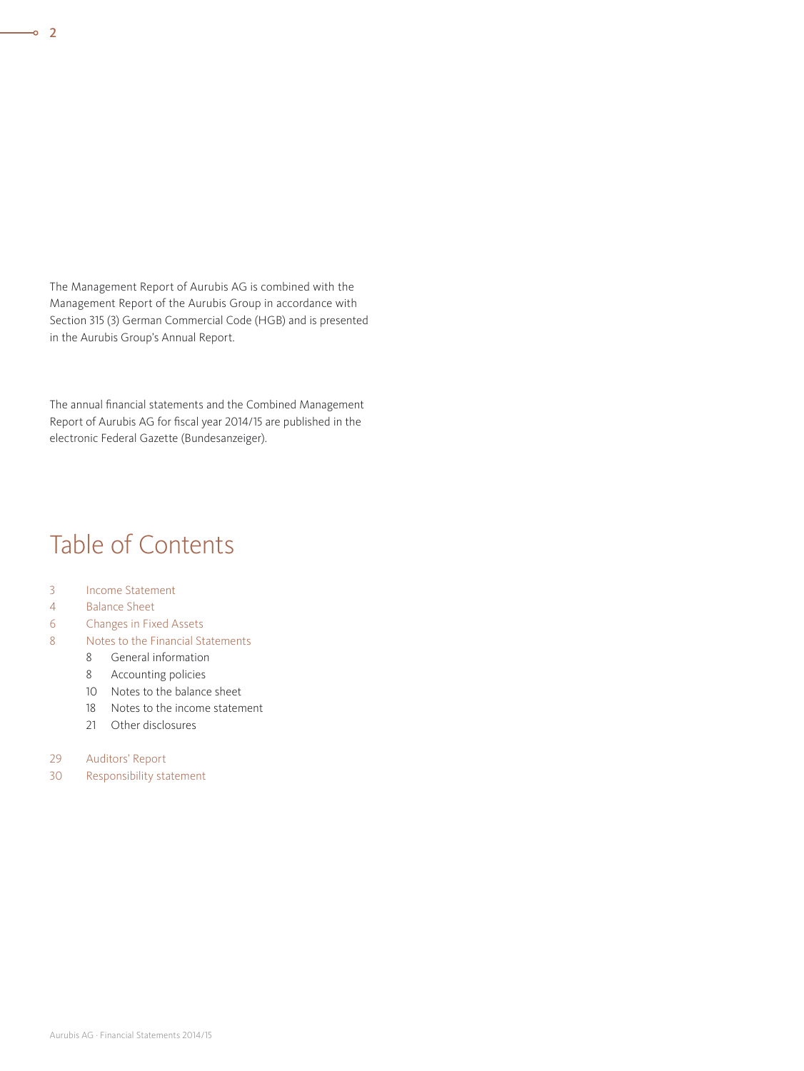The Management Report of Aurubis AG is combined with the Management Report of the Aurubis Group in accordance with Section 315 (3) German Commercial Code (HGB) and is presented in the Aurubis Group's Annual Report.

The annual financial statements and the Combined Management Report of Aurubis AG for fiscal year 2014/15 are published in the electronic Federal Gazette (Bundesanzeiger).

# Table of Contents

- 3 Income Statement
- 4 Balance Sheet
- 6 Changes in Fixed Assets
- 8 Notes to the Financial Statements
  - 8 General information
  - 8 Accounting policies
  - 10 Notes to the balance sheet
  - 18 Notes to the income statement
  - 21 Other disclosures
- 29 Auditors' Report
- 30 Responsibility statement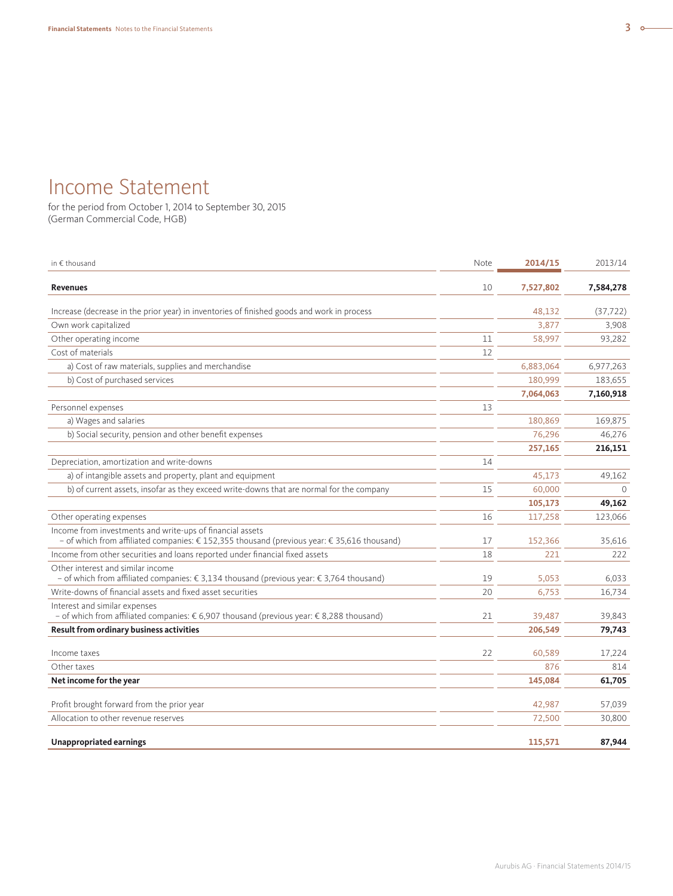# Income Statement

for the period from October 1, 2014 to September 30, 2015
(German Commercial Code, HGB)

| in € thousand | Note | 2014/15 | 2013/14 |
|---|---|---|---|
| **Revenues** | 10 | **7,527,802** | **7,584,278** |
| Increase (decrease in the prior year) in inventories of finished goods and work in process | | 48,132 | (37,722) |
| Own work capitalized | | 3,877 | 3,908 |
| Other operating income | 11 | 58,997 | 93,282 |
| Cost of materials | 12 | | |
| a) Cost of raw materials, supplies and merchandise | | 6,883,064 | 6,977,263 |
| b) Cost of purchased services | | 180,999 | 183,655 |
| | | **7,064,063** | **7,160,918** |
| Personnel expenses | 13 | | |
| a) Wages and salaries | | 180,869 | 169,875 |
| b) Social security, pension and other benefit expenses | | 76,296 | 46,276 |
| | | **257,165** | **216,151** |
| Depreciation, amortization and write-downs | 14 | | |
| a) of intangible assets and property, plant and equipment | | 45,173 | 49,162 |
| b) of current assets, insofar as they exceed write-downs that are normal for the company | 15 | 60,000 | 0 |
| | | **105,173** | **49,162** |
| Other operating expenses | 16 | 117,258 | 123,066 |
| Income from investments and write-ups of financial assets – of which from affiliated companies: € 152,355 thousand (previous year: € 35,616 thousand) | 17 | 152,366 | 35,616 |
| Income from other securities and loans reported under financial fixed assets | 18 | 221 | 222 |
| Other interest and similar income – of which from affiliated companies: € 3,134 thousand (previous year: € 3,764 thousand) | 19 | 5,053 | 6,033 |
| Write-downs of financial assets and fixed asset securities | 20 | 6,753 | 16,734 |
| Interest and similar expenses – of which from affiliated companies: € 6,907 thousand (previous year: € 8,288 thousand) | 21 | 39,487 | 39,843 |
| **Result from ordinary business activities** | | **206,549** | **79,743** |
| Income taxes | 22 | 60,589 | 17,224 |
| Other taxes | | 876 | 814 |
| **Net income for the year** | | **145,084** | **61,705** |
| Profit brought forward from the prior year | | 42,987 | 57,039 |
| Allocation to other revenue reserves | | 72,500 | 30,800 |
| **Unappropriated earnings** | | **115,571** | **87,944** |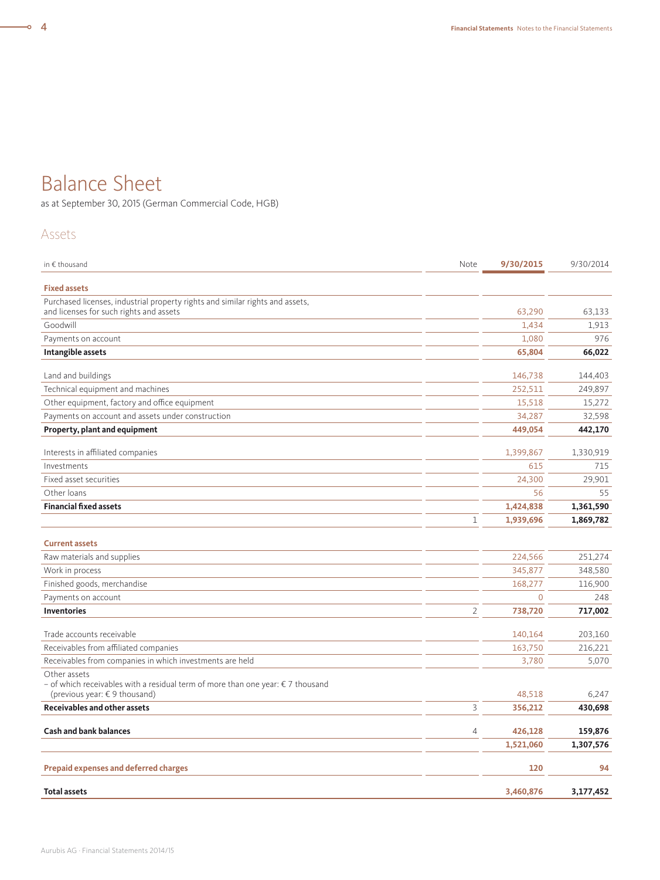# Balance Sheet

as at September 30, 2015 (German Commercial Code, HGB)

## Assets

| in € thousand | Note | 9/30/2015 | 9/30/2014 |
|---|---|---|---|
| **Fixed assets** | | | |
| Purchased licenses, industrial property rights and similar rights and assets, and licenses for such rights and assets | | 63,290 | 63,133 |
| Goodwill | | 1,434 | 1,913 |
| Payments on account | | 1,080 | 976 |
| **Intangible assets** | | **65,804** | **66,022** |
| Land and buildings | | 146,738 | 144,403 |
| Technical equipment and machines | | 252,511 | 249,897 |
| Other equipment, factory and office equipment | | 15,518 | 15,272 |
| Payments on account and assets under construction | | 34,287 | 32,598 |
| **Property, plant and equipment** | | **449,054** | **442,170** |
| Interests in affiliated companies | | 1,399,867 | 1,330,919 |
| Investments | | 615 | 715 |
| Fixed asset securities | | 24,300 | 29,901 |
| Other loans | | 56 | 55 |
| **Financial fixed assets** | | **1,424,838** | **1,361,590** |
| | 1 | **1,939,696** | **1,869,782** |
| **Current assets** | | | |
| Raw materials and supplies | | 224,566 | 251,274 |
| Work in process | | 345,877 | 348,580 |
| Finished goods, merchandise | | 168,277 | 116,900 |
| Payments on account | | 0 | 248 |
| **Inventories** | 2 | **738,720** | **717,002** |
| Trade accounts receivable | | 140,164 | 203,160 |
| Receivables from affiliated companies | | 163,750 | 216,221 |
| Receivables from companies in which investments are held | | 3,780 | 5,070 |
| Other assets<br>– of which receivables with a residual term of more than one year: € 7 thousand (previous year: € 9 thousand) | | 48,518 | 6,247 |
| **Receivables and other assets** | 3 | **356,212** | **430,698** |
| **Cash and bank balances** | 4 | **426,128** | **159,876** |
| | | **1,521,060** | **1,307,576** |
| **Prepaid expenses and deferred charges** | | **120** | **94** |
| **Total assets** | | **3,460,876** | **3,177,452** |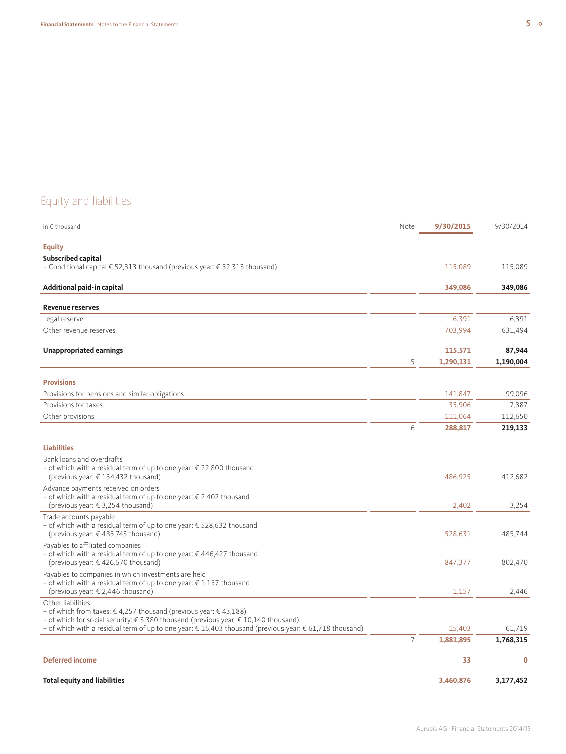## Equity and liabilities

| in € thousand | Note | 9/30/2015 | 9/30/2014 |
|---|---|---|---|
| **Equity** | | | |
| **Subscribed capital**<br>– Conditional capital € 52,313 thousand (previous year: € 52,313 thousand) | | 115,089 | 115,089 |
| **Additional paid-in capital** | | **349,086** | **349,086** |
| **Revenue reserves** | | | |
| Legal reserve | | 6,391 | 6,391 |
| Other revenue reserves | | 703,994 | 631,494 |
| **Unappropriated earnings** | | **115,571** | **87,944** |
| | 5 | **1,290,131** | **1,190,004** |
| **Provisions** | | | |
| Provisions for pensions and similar obligations | | 141,847 | 99,096 |
| Provisions for taxes | | 35,906 | 7,387 |
| Other provisions | | 111,064 | 112,650 |
| | 6 | **288,817** | **219,133** |
| **Liabilities** | | | |
| Bank loans and overdrafts<br>– of which with a residual term of up to one year: € 22,800 thousand (previous year: € 154,432 thousand) | | 486,925 | 412,682 |
| Advance payments received on orders<br>– of which with a residual term of up to one year: € 2,402 thousand (previous year: € 3,254 thousand) | | 2,402 | 3,254 |
| Trade accounts payable<br>– of which with a residual term of up to one year: € 528,632 thousand (previous year: € 485,743 thousand) | | 528,631 | 485,744 |
| Payables to affiliated companies<br>– of which with a residual term of up to one year: € 446,427 thousand (previous year: € 426,670 thousand) | | 847,377 | 802,470 |
| Payables to companies in which investments are held<br>– of which with a residual term of up to one year: € 1,157 thousand (previous year: € 2,446 thousand) | | 1,157 | 2,446 |
| Other liabilities<br>– of which from taxes: € 4,257 thousand (previous year: € 43,188)<br>– of which for social security: € 3,380 thousand (previous year: € 10,140 thousand)<br>– of which with a residual term of up to one year: € 15,403 thousand (previous year: € 61,718 thousand) | | 15,403 | 61,719 |
| | 7 | **1,881,895** | **1,768,315** |
| **Deferred income** | | **33** | **0** |
| **Total equity and liabilities** | | **3,460,876** | **3,177,452** |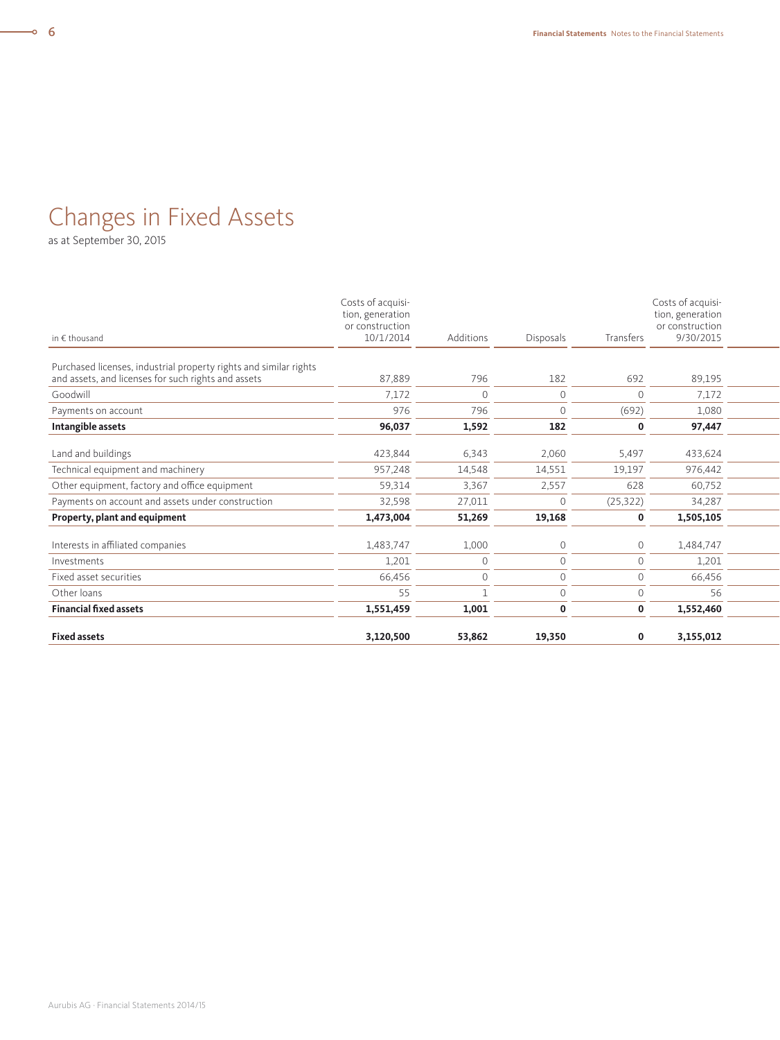# Changes in Fixed Assets

as at September 30, 2015

| in € thousand | Costs of acquisition, generation or construction 10/1/2014 | Additions | Disposals | Transfers | Costs of acquisition, generation or construction 9/30/2015 |
|---|---|---|---|---|---|
| Purchased licenses, industrial property rights and similar rights and assets, and licenses for such rights and assets | 87,889 | 796 | 182 | 692 | 89,195 |
| Goodwill | 7,172 | 0 | 0 | 0 | 7,172 |
| Payments on account | 976 | 796 | 0 | (692) | 1,080 |
| **Intangible assets** | **96,037** | **1,592** | **182** | **0** | **97,447** |
| Land and buildings | 423,844 | 6,343 | 2,060 | 5,497 | 433,624 |
| Technical equipment and machinery | 957,248 | 14,548 | 14,551 | 19,197 | 976,442 |
| Other equipment, factory and office equipment | 59,314 | 3,367 | 2,557 | 628 | 60,752 |
| Payments on account and assets under construction | 32,598 | 27,011 | 0 | (25,322) | 34,287 |
| **Property, plant and equipment** | **1,473,004** | **51,269** | **19,168** | **0** | **1,505,105** |
| Interests in affiliated companies | 1,483,747 | 1,000 | 0 | 0 | 1,484,747 |
| Investments | 1,201 | 0 | 0 | 0 | 1,201 |
| Fixed asset securities | 66,456 | 0 | 0 | 0 | 66,456 |
| Other loans | 55 | 1 | 0 | 0 | 56 |
| **Financial fixed assets** | **1,551,459** | **1,001** | **0** | **0** | **1,552,460** |
| **Fixed assets** | **3,120,500** | **53,862** | **19,350** | **0** | **3,155,012** |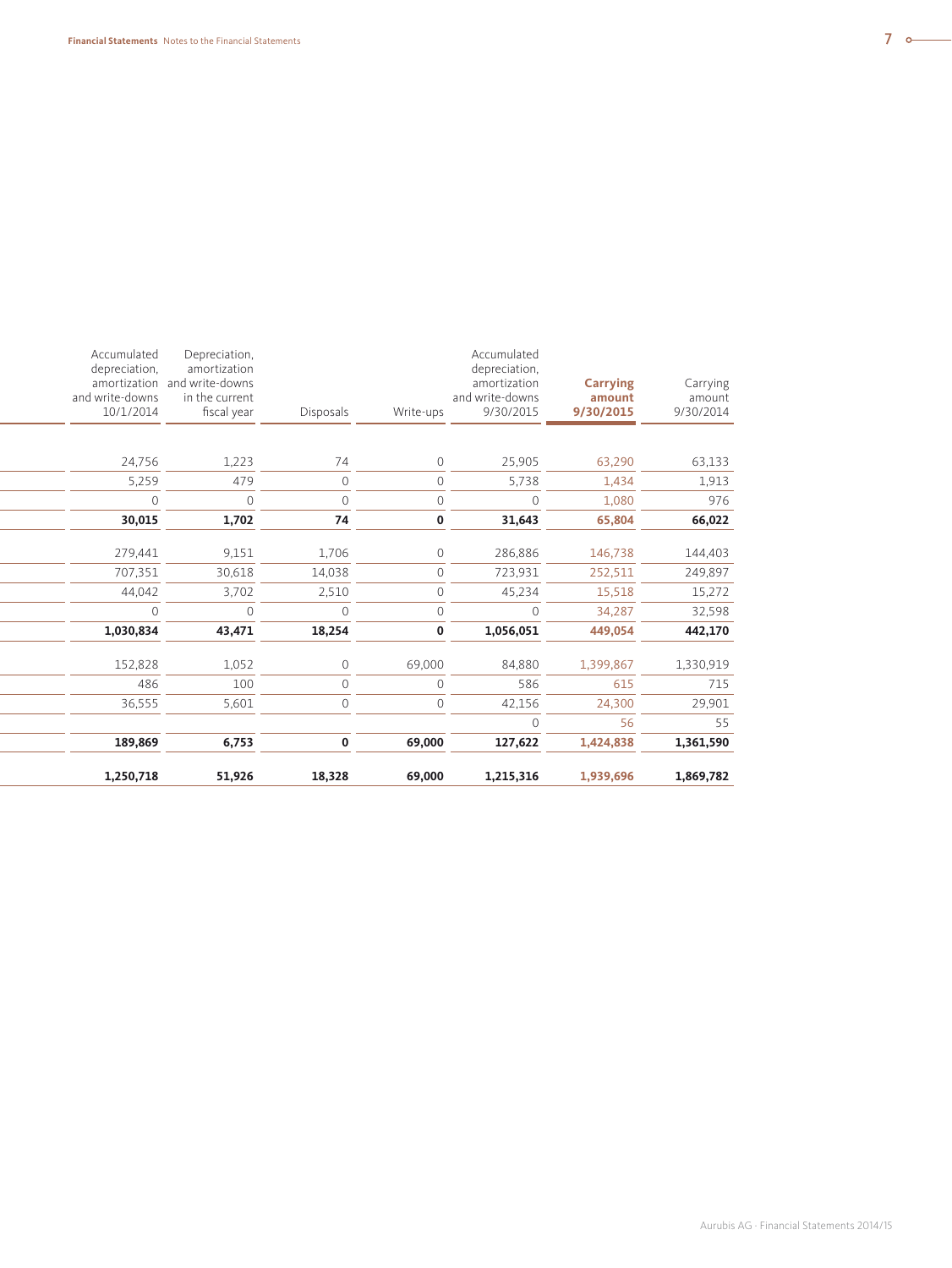| Accumulated depreciation, amortization and write-downs 10/1/2014 | Depreciation, amortization and write-downs in the current fiscal year | Disposals | Write-ups | Accumulated depreciation, amortization and write-downs 9/30/2015 | **Carrying amount 9/30/2015** | Carrying amount 9/30/2014 |
|---|---|---|---|---|---|---|
| 24,756 | 1,223 | 74 | 0 | 25,905 | 63,290 | 63,133 |
| 5,259 | 479 | 0 | 0 | 5,738 | 1,434 | 1,913 |
| 0 | 0 | 0 | 0 | 0 | 1,080 | 976 |
| **30,015** | **1,702** | **74** | **0** | **31,643** | **65,804** | **66,022** |
| 279,441 | 9,151 | 1,706 | 0 | 286,886 | 146,738 | 144,403 |
| 707,351 | 30,618 | 14,038 | 0 | 723,931 | 252,511 | 249,897 |
| 44,042 | 3,702 | 2,510 | 0 | 45,234 | 15,518 | 15,272 |
| 0 | 0 | 0 | 0 | 0 | 34,287 | 32,598 |
| **1,030,834** | **43,471** | **18,254** | **0** | **1,056,051** | **449,054** | **442,170** |
| 152,828 | 1,052 | 0 | 69,000 | 84,880 | 1,399,867 | 1,330,919 |
| 486 | 100 | 0 | 0 | 586 | 615 | 715 |
| 36,555 | 5,601 | 0 | 0 | 42,156 | 24,300 | 29,901 |
| | | | | 0 | 56 | 55 |
| **189,869** | **6,753** | **0** | **69,000** | **127,622** | **1,424,838** | **1,361,590** |
| **1,250,718** | **51,926** | **18,328** | **69,000** | **1,215,316** | **1,939,696** | **1,869,782** |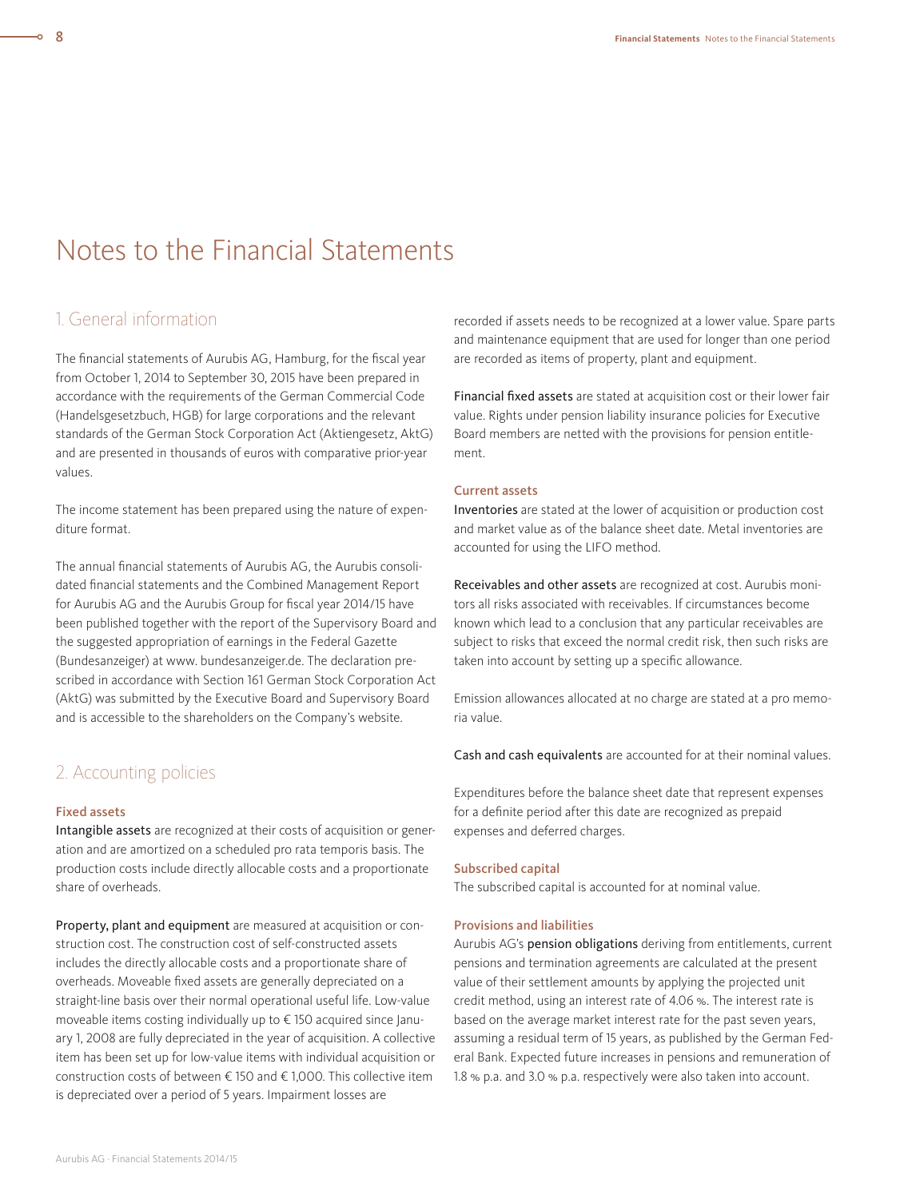# Notes to the Financial Statements

## 1. General information

The financial statements of Aurubis AG, Hamburg, for the fiscal year from October 1, 2014 to September 30, 2015 have been prepared in accordance with the requirements of the German Commercial Code (Handelsgesetzbuch, HGB) for large corporations and the relevant standards of the German Stock Corporation Act (Aktiengesetz, AktG) and are presented in thousands of euros with comparative prior-year values.

The income statement has been prepared using the nature of expenditure format.

The annual financial statements of Aurubis AG, the Aurubis consolidated financial statements and the Combined Management Report for Aurubis AG and the Aurubis Group for fiscal year 2014/15 have been published together with the report of the Supervisory Board and the suggested appropriation of earnings in the Federal Gazette (Bundesanzeiger) at www. bundesanzeiger.de. The declaration prescribed in accordance with Section 161 German Stock Corporation Act (AktG) was submitted by the Executive Board and Supervisory Board and is accessible to the shareholders on the Company's website.

## 2. Accounting policies

### Fixed assets

Intangible assets are recognized at their costs of acquisition or generation and are amortized on a scheduled pro rata temporis basis. The production costs include directly allocable costs and a proportionate share of overheads.

Property, plant and equipment are measured at acquisition or construction cost. The construction cost of self-constructed assets includes the directly allocable costs and a proportionate share of overheads. Moveable fixed assets are generally depreciated on a straight-line basis over their normal operational useful life. Low-value moveable items costing individually up to € 150 acquired since January 1, 2008 are fully depreciated in the year of acquisition. A collective item has been set up for low-value items with individual acquisition or construction costs of between € 150 and € 1,000. This collective item is depreciated over a period of 5 years. Impairment losses are recorded if assets needs to be recognized at a lower value. Spare parts and maintenance equipment that are used for longer than one period are recorded as items of property, plant and equipment.

Financial fixed assets are stated at acquisition cost or their lower fair value. Rights under pension liability insurance policies for Executive Board members are netted with the provisions for pension entitlement.

### Current assets

Inventories are stated at the lower of acquisition or production cost and market value as of the balance sheet date. Metal inventories are accounted for using the LIFO method.

Receivables and other assets are recognized at cost. Aurubis monitors all risks associated with receivables. If circumstances become known which lead to a conclusion that any particular receivables are subject to risks that exceed the normal credit risk, then such risks are taken into account by setting up a specific allowance.

Emission allowances allocated at no charge are stated at a pro memoria value.

Cash and cash equivalents are accounted for at their nominal values.

Expenditures before the balance sheet date that represent expenses for a definite period after this date are recognized as prepaid expenses and deferred charges.

### Subscribed capital

The subscribed capital is accounted for at nominal value.

### Provisions and liabilities

Aurubis AG's pension obligations deriving from entitlements, current pensions and termination agreements are calculated at the present value of their settlement amounts by applying the projected unit credit method, using an interest rate of 4.06 %. The interest rate is based on the average market interest rate for the past seven years, assuming a residual term of 15 years, as published by the German Federal Bank. Expected future increases in pensions and remuneration of 1.8 % p.a. and 3.0 % p.a. respectively were also taken into account.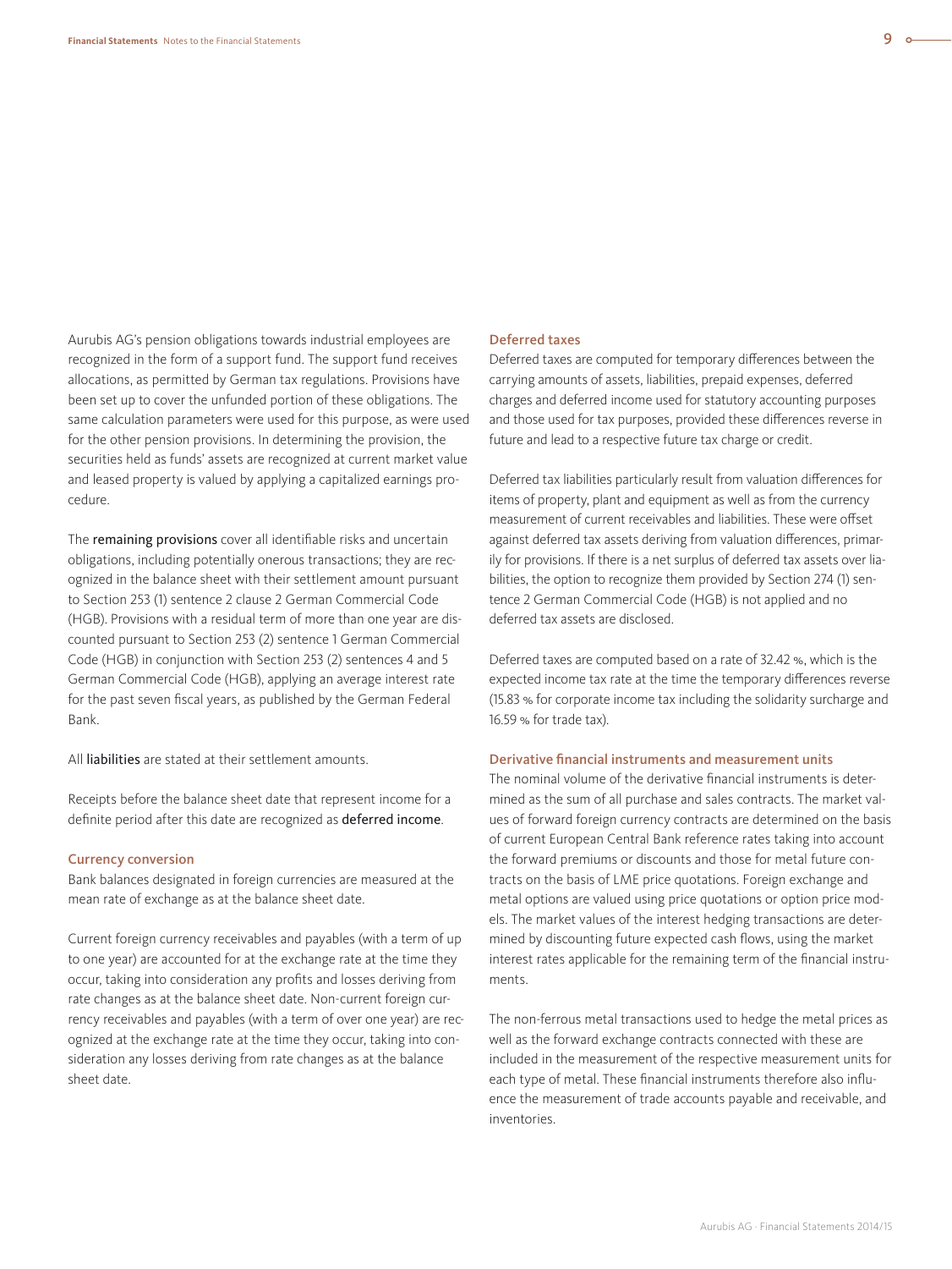Aurubis AG's pension obligations towards industrial employees are recognized in the form of a support fund. The support fund receives allocations, as permitted by German tax regulations. Provisions have been set up to cover the unfunded portion of these obligations. The same calculation parameters were used for this purpose, as were used for the other pension provisions. In determining the provision, the securities held as funds' assets are recognized at current market value and leased property is valued by applying a capitalized earnings procedure.

The **remaining provisions** cover all identifiable risks and uncertain obligations, including potentially onerous transactions; they are recognized in the balance sheet with their settlement amount pursuant to Section 253 (1) sentence 2 clause 2 German Commercial Code (HGB). Provisions with a residual term of more than one year are discounted pursuant to Section 253 (2) sentence 1 German Commercial Code (HGB) in conjunction with Section 253 (2) sentences 4 and 5 German Commercial Code (HGB), applying an average interest rate for the past seven fiscal years, as published by the German Federal Bank.

All **liabilities** are stated at their settlement amounts.

Receipts before the balance sheet date that represent income for a definite period after this date are recognized as **deferred income**.

### Currency conversion

Bank balances designated in foreign currencies are measured at the mean rate of exchange as at the balance sheet date.

Current foreign currency receivables and payables (with a term of up to one year) are accounted for at the exchange rate at the time they occur, taking into consideration any profits and losses deriving from rate changes as at the balance sheet date. Non-current foreign currency receivables and payables (with a term of over one year) are recognized at the exchange rate at the time they occur, taking into consideration any losses deriving from rate changes as at the balance sheet date.

### Deferred taxes

Deferred taxes are computed for temporary differences between the carrying amounts of assets, liabilities, prepaid expenses, deferred charges and deferred income used for statutory accounting purposes and those used for tax purposes, provided these differences reverse in future and lead to a respective future tax charge or credit.

Deferred tax liabilities particularly result from valuation differences for items of property, plant and equipment as well as from the currency measurement of current receivables and liabilities. These were offset against deferred tax assets deriving from valuation differences, primarily for provisions. If there is a net surplus of deferred tax assets over liabilities, the option to recognize them provided by Section 274 (1) sentence 2 German Commercial Code (HGB) is not applied and no deferred tax assets are disclosed.

Deferred taxes are computed based on a rate of 32.42 %, which is the expected income tax rate at the time the temporary differences reverse (15.83 % for corporate income tax including the solidarity surcharge and 16.59 % for trade tax).

### Derivative financial instruments and measurement units

The nominal volume of the derivative financial instruments is determined as the sum of all purchase and sales contracts. The market values of forward foreign currency contracts are determined on the basis of current European Central Bank reference rates taking into account the forward premiums or discounts and those for metal future contracts on the basis of LME price quotations. Foreign exchange and metal options are valued using price quotations or option price models. The market values of the interest hedging transactions are determined by discounting future expected cash flows, using the market interest rates applicable for the remaining term of the financial instruments.

The non-ferrous metal transactions used to hedge the metal prices as well as the forward exchange contracts connected with these are included in the measurement of the respective measurement units for each type of metal. These financial instruments therefore also influence the measurement of trade accounts payable and receivable, and inventories.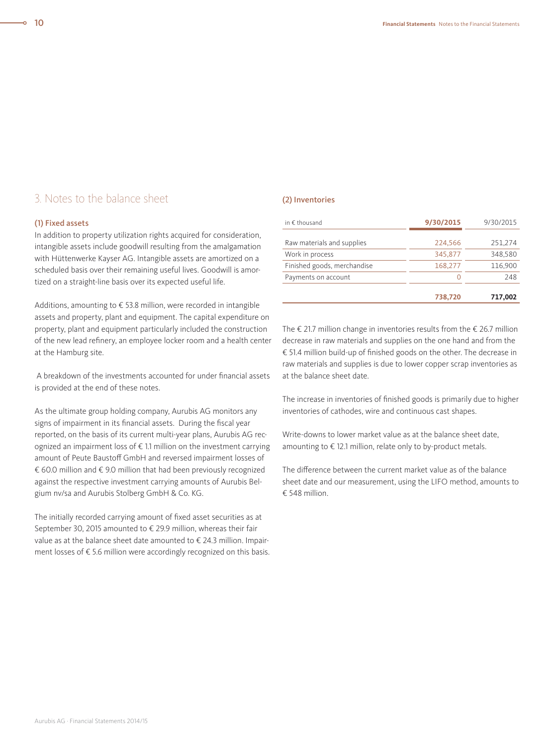## 3. Notes to the balance sheet

### (1) Fixed assets

In addition to property utilization rights acquired for consideration, intangible assets include goodwill resulting from the amalgamation with Hüttenwerke Kayser AG. Intangible assets are amortized on a scheduled basis over their remaining useful lives. Goodwill is amortized on a straight-line basis over its expected useful life.

Additions, amounting to € 53.8 million, were recorded in intangible assets and property, plant and equipment. The capital expenditure on property, plant and equipment particularly included the construction of the new lead refinery, an employee locker room and a health center at the Hamburg site.

A breakdown of the investments accounted for under financial assets is provided at the end of these notes.

As the ultimate group holding company, Aurubis AG monitors any signs of impairment in its financial assets. During the fiscal year reported, on the basis of its current multi-year plans, Aurubis AG recognized an impairment loss of € 1.1 million on the investment carrying amount of Peute Baustoff GmbH and reversed impairment losses of € 60.0 million and € 9.0 million that had been previously recognized against the respective investment carrying amounts of Aurubis Belgium nv/sa and Aurubis Stolberg GmbH & Co. KG.

The initially recorded carrying amount of fixed asset securities as at September 30, 2015 amounted to € 29.9 million, whereas their fair value as at the balance sheet date amounted to € 24.3 million. Impairment losses of € 5.6 million were accordingly recognized on this basis.

### (2) Inventories

| in € thousand | **9/30/2015** | 9/30/2015 |
|---|---|---|
| Raw materials and supplies | 224,566 | 251,274 |
| Work in process | 345,877 | 348,580 |
| Finished goods, merchandise | 168,277 | 116,900 |
| Payments on account | 0 | 248 |
| | **738,720** | **717,002** |

The € 21.7 million change in inventories results from the € 26.7 million decrease in raw materials and supplies on the one hand and from the € 51.4 million build-up of finished goods on the other. The decrease in raw materials and supplies is due to lower copper scrap inventories as at the balance sheet date.

The increase in inventories of finished goods is primarily due to higher inventories of cathodes, wire and continuous cast shapes.

Write-downs to lower market value as at the balance sheet date, amounting to € 12.1 million, relate only to by-product metals.

The difference between the current market value as of the balance sheet date and our measurement, using the LIFO method, amounts to € 548 million.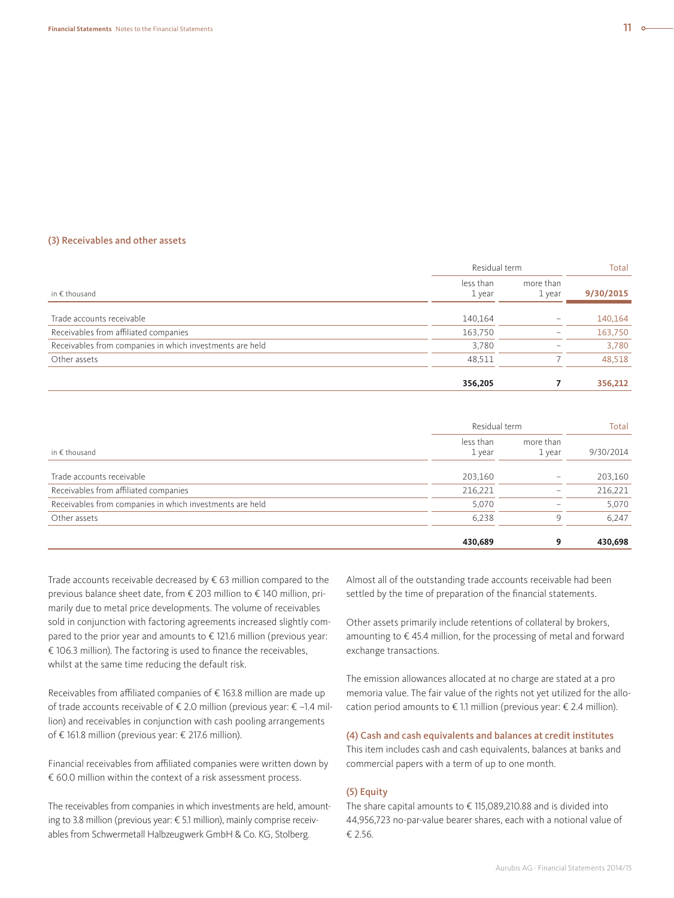### (3) Receivables and other assets

| in € thousand | Residual term less than 1 year | Residual term more than 1 year | Total 9/30/2015 |
|---|---|---|---|
| Trade accounts receivable | 140,164 | – | 140,164 |
| Receivables from affiliated companies | 163,750 | – | 163,750 |
| Receivables from companies in which investments are held | 3,780 | – | 3,780 |
| Other assets | 48,511 | 7 | 48,518 |
| | **356,205** | **7** | **356,212** |

| in € thousand | Residual term less than 1 year | Residual term more than 1 year | Total 9/30/2014 |
|---|---|---|---|
| Trade accounts receivable | 203,160 | – | 203,160 |
| Receivables from affiliated companies | 216,221 | – | 216,221 |
| Receivables from companies in which investments are held | 5,070 | – | 5,070 |
| Other assets | 6,238 | 9 | 6,247 |
| | **430,689** | **9** | **430,698** |

Trade accounts receivable decreased by € 63 million compared to the previous balance sheet date, from € 203 million to € 140 million, primarily due to metal price developments. The volume of receivables sold in conjunction with factoring agreements increased slightly compared to the prior year and amounts to € 121.6 million (previous year: € 106.3 million). The factoring is used to finance the receivables, whilst at the same time reducing the default risk.

Receivables from affiliated companies of € 163.8 million are made up of trade accounts receivable of € 2.0 million (previous year: € –1.4 million) and receivables in conjunction with cash pooling arrangements of € 161.8 million (previous year: € 217.6 million).

Financial receivables from affiliated companies were written down by € 60.0 million within the context of a risk assessment process.

The receivables from companies in which investments are held, amounting to 3.8 million (previous year: € 5.1 million), mainly comprise receivables from Schwermetall Halbzeugwerk GmbH & Co. KG, Stolberg.

Almost all of the outstanding trade accounts receivable had been settled by the time of preparation of the financial statements.

Other assets primarily include retentions of collateral by brokers, amounting to € 45.4 million, for the processing of metal and forward exchange transactions.

The emission allowances allocated at no charge are stated at a pro memoria value. The fair value of the rights not yet utilized for the allocation period amounts to € 1.1 million (previous year: € 2.4 million).

### (4) Cash and cash equivalents and balances at credit institutes

This item includes cash and cash equivalents, balances at banks and commercial papers with a term of up to one month.

### (5) Equity

The share capital amounts to € 115,089,210.88 and is divided into 44,956,723 no-par-value bearer shares, each with a notional value of € 2.56.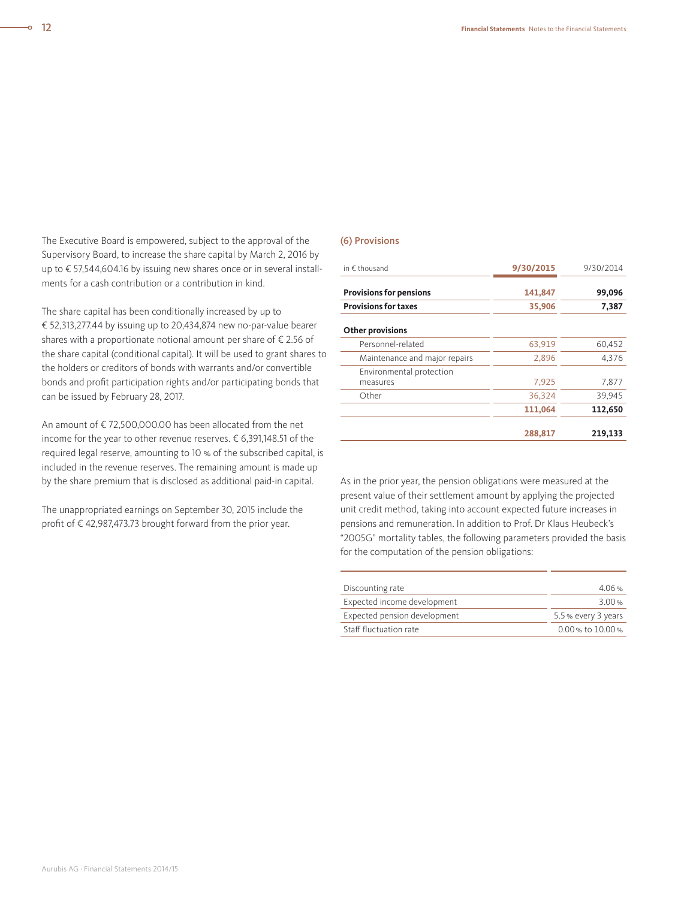The Executive Board is empowered, subject to the approval of the Supervisory Board, to increase the share capital by March 2, 2016 by up to € 57,544,604.16 by issuing new shares once or in several installments for a cash contribution or a contribution in kind.

The share capital has been conditionally increased by up to € 52,313,277.44 by issuing up to 20,434,874 new no-par-value bearer shares with a proportionate notional amount per share of € 2.56 of the share capital (conditional capital). It will be used to grant shares to the holders or creditors of bonds with warrants and/or convertible bonds and profit participation rights and/or participating bonds that can be issued by February 28, 2017.

An amount of € 72,500,000.00 has been allocated from the net income for the year to other revenue reserves. € 6,391,148.51 of the required legal reserve, amounting to 10 % of the subscribed capital, is included in the revenue reserves. The remaining amount is made up by the share premium that is disclosed as additional paid-in capital.

The unappropriated earnings on September 30, 2015 include the profit of € 42,987,473.73 brought forward from the prior year.

### (6) Provisions

| in € thousand | 9/30/2015 | 9/30/2014 |
|---|---|---|
| **Provisions for pensions** | **141,847** | **99,096** |
| **Provisions for taxes** | **35,906** | **7,387** |
| **Other provisions** | | |
| Personnel-related | 63,919 | 60,452 |
| Maintenance and major repairs | 2,896 | 4,376 |
| Environmental protection measures | 7,925 | 7,877 |
| Other | 36,324 | 39,945 |
| | **111,064** | **112,650** |
| | **288,817** | **219,133** |

As in the prior year, the pension obligations were measured at the present value of their settlement amount by applying the projected unit credit method, taking into account expected future increases in pensions and remuneration. In addition to Prof. Dr Klaus Heubeck's "2005G" mortality tables, the following parameters provided the basis for the computation of the pension obligations:

| | |
|---|---|
| Discounting rate | 4.06 % |
| Expected income development | 3.00 % |
| Expected pension development | 5.5 % every 3 years |
| Staff fluctuation rate | 0.00 % to 10.00 % |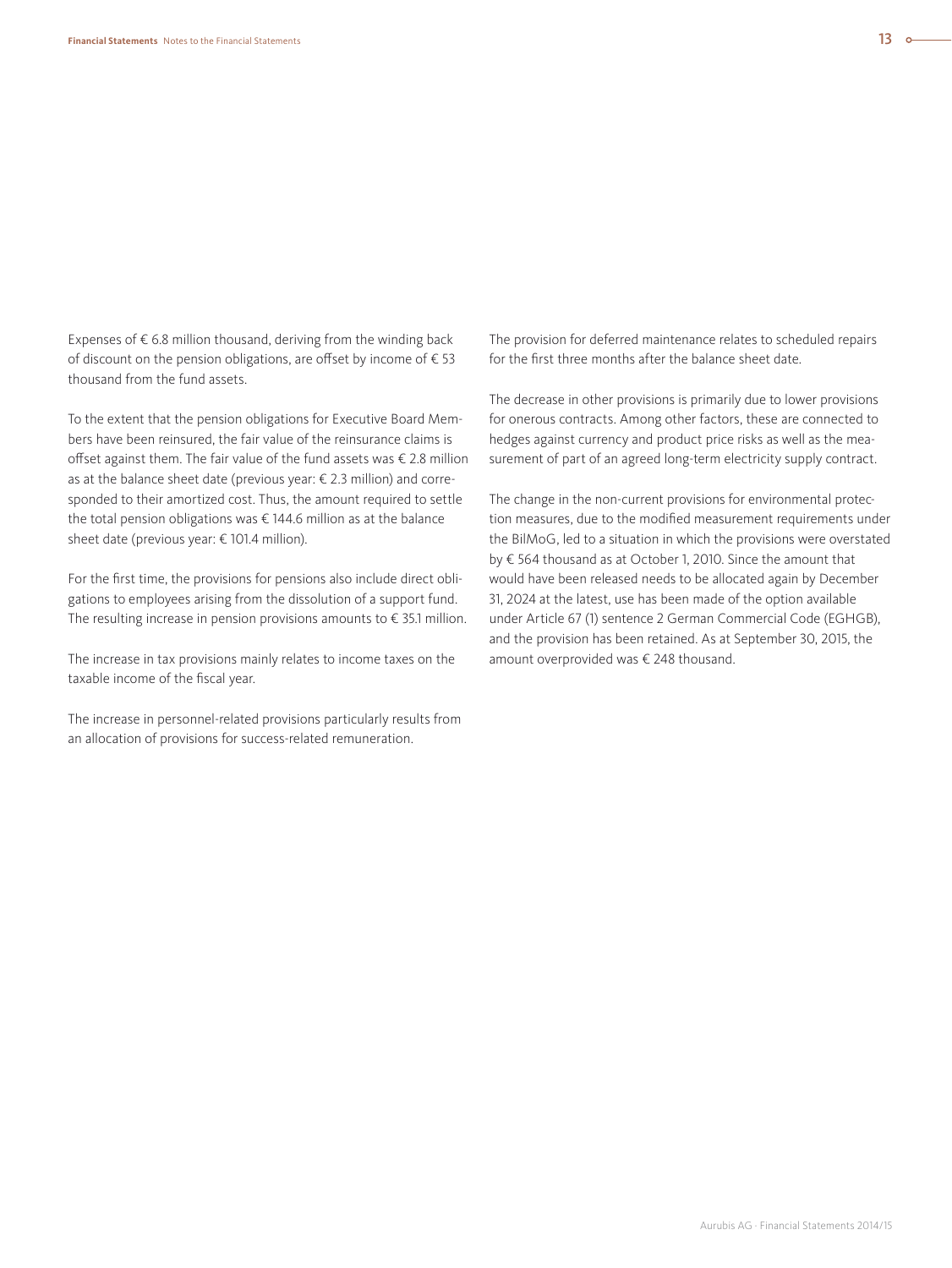Expenses of € 6.8 million thousand, deriving from the winding back of discount on the pension obligations, are offset by income of € 53 thousand from the fund assets.

To the extent that the pension obligations for Executive Board Members have been reinsured, the fair value of the reinsurance claims is offset against them. The fair value of the fund assets was € 2.8 million as at the balance sheet date (previous year: € 2.3 million) and corresponded to their amortized cost. Thus, the amount required to settle the total pension obligations was € 144.6 million as at the balance sheet date (previous year: € 101.4 million).

For the first time, the provisions for pensions also include direct obligations to employees arising from the dissolution of a support fund. The resulting increase in pension provisions amounts to € 35.1 million.

The increase in tax provisions mainly relates to income taxes on the taxable income of the fiscal year.

The increase in personnel-related provisions particularly results from an allocation of provisions for success-related remuneration.

The provision for deferred maintenance relates to scheduled repairs for the first three months after the balance sheet date.

The decrease in other provisions is primarily due to lower provisions for onerous contracts. Among other factors, these are connected to hedges against currency and product price risks as well as the measurement of part of an agreed long-term electricity supply contract.

The change in the non-current provisions for environmental protection measures, due to the modified measurement requirements under the BilMoG, led to a situation in which the provisions were overstated by € 564 thousand as at October 1, 2010. Since the amount that would have been released needs to be allocated again by December 31, 2024 at the latest, use has been made of the option available under Article 67 (1) sentence 2 German Commercial Code (EGHGB), and the provision has been retained. As at September 30, 2015, the amount overprovided was € 248 thousand.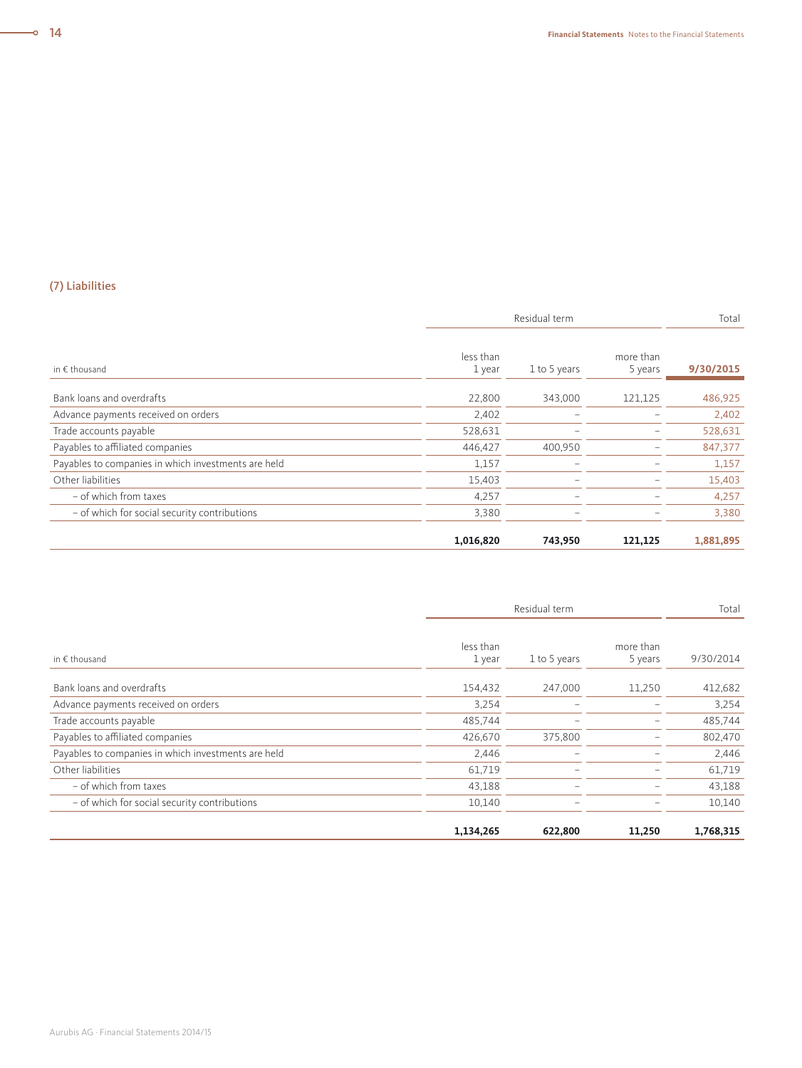## (7) Liabilities

| in € thousand | Residual term | | | Total |
|---|---|---|---|---|
| | less than 1 year | 1 to 5 years | more than 5 years | 9/30/2015 |
| Bank loans and overdrafts | 22,800 | 343,000 | 121,125 | 486,925 |
| Advance payments received on orders | 2,402 | – | – | 2,402 |
| Trade accounts payable | 528,631 | – | – | 528,631 |
| Payables to affiliated companies | 446,427 | 400,950 | – | 847,377 |
| Payables to companies in which investments are held | 1,157 | – | – | 1,157 |
| Other liabilities | 15,403 | – | – | 15,403 |
| – of which from taxes | 4,257 | – | – | 4,257 |
| – of which for social security contributions | 3,380 | – | – | 3,380 |
| | **1,016,820** | **743,950** | **121,125** | **1,881,895** |

| in € thousand | Residual term | | | Total |
|---|---|---|---|---|
| | less than 1 year | 1 to 5 years | more than 5 years | 9/30/2014 |
| Bank loans and overdrafts | 154,432 | 247,000 | 11,250 | 412,682 |
| Advance payments received on orders | 3,254 | – | – | 3,254 |
| Trade accounts payable | 485,744 | – | – | 485,744 |
| Payables to affiliated companies | 426,670 | 375,800 | – | 802,470 |
| Payables to companies in which investments are held | 2,446 | – | – | 2,446 |
| Other liabilities | 61,719 | – | – | 61,719 |
| – of which from taxes | 43,188 | – | – | 43,188 |
| – of which for social security contributions | 10,140 | – | – | 10,140 |
| | **1,134,265** | **622,800** | **11,250** | **1,768,315** |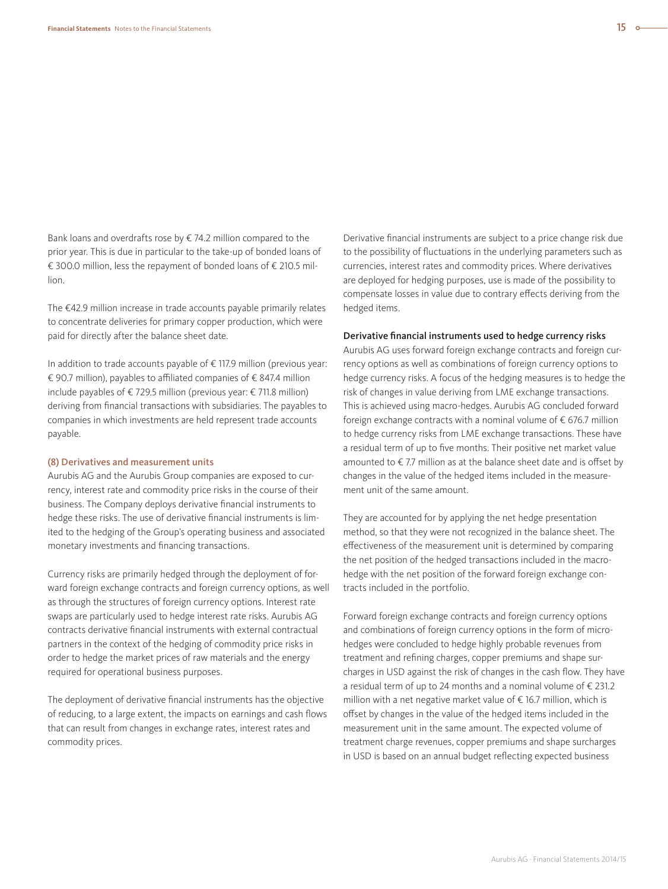Bank loans and overdrafts rose by € 74.2 million compared to the prior year. This is due in particular to the take-up of bonded loans of € 300.0 million, less the repayment of bonded loans of € 210.5 million.

The €42.9 million increase in trade accounts payable primarily relates to concentrate deliveries for primary copper production, which were paid for directly after the balance sheet date.

In addition to trade accounts payable of € 117.9 million (previous year: € 90.7 million), payables to affiliated companies of € 847.4 million include payables of € 729.5 million (previous year: € 711.8 million) deriving from financial transactions with subsidiaries. The payables to companies in which investments are held represent trade accounts payable.

## (8) Derivatives and measurement units

Aurubis AG and the Aurubis Group companies are exposed to currency, interest rate and commodity price risks in the course of their business. The Company deploys derivative financial instruments to hedge these risks. The use of derivative financial instruments is limited to the hedging of the Group's operating business and associated monetary investments and financing transactions.

Currency risks are primarily hedged through the deployment of forward foreign exchange contracts and foreign currency options, as well as through the structures of foreign currency options. Interest rate swaps are particularly used to hedge interest rate risks. Aurubis AG contracts derivative financial instruments with external contractual partners in the context of the hedging of commodity price risks in order to hedge the market prices of raw materials and the energy required for operational business purposes.

The deployment of derivative financial instruments has the objective of reducing, to a large extent, the impacts on earnings and cash flows that can result from changes in exchange rates, interest rates and commodity prices.

Derivative financial instruments are subject to a price change risk due to the possibility of fluctuations in the underlying parameters such as currencies, interest rates and commodity prices. Where derivatives are deployed for hedging purposes, use is made of the possibility to compensate losses in value due to contrary effects deriving from the hedged items.

### Derivative financial instruments used to hedge currency risks

Aurubis AG uses forward foreign exchange contracts and foreign currency options as well as combinations of foreign currency options to hedge currency risks. A focus of the hedging measures is to hedge the risk of changes in value deriving from LME exchange transactions. This is achieved using macro-hedges. Aurubis AG concluded forward foreign exchange contracts with a nominal volume of € 676.7 million to hedge currency risks from LME exchange transactions. These have a residual term of up to five months. Their positive net market value amounted to € 7.7 million as at the balance sheet date and is offset by changes in the value of the hedged items included in the measurement unit of the same amount.

They are accounted for by applying the net hedge presentation method, so that they were not recognized in the balance sheet. The effectiveness of the measurement unit is determined by comparing the net position of the hedged transactions included in the macro-hedge with the net position of the forward foreign exchange contracts included in the portfolio.

Forward foreign exchange contracts and foreign currency options and combinations of foreign currency options in the form of micro-hedges were concluded to hedge highly probable revenues from treatment and refining charges, copper premiums and shape surcharges in USD against the risk of changes in the cash flow. They have a residual term of up to 24 months and a nominal volume of € 231.2 million with a net negative market value of € 16.7 million, which is offset by changes in the value of the hedged items included in the measurement unit in the same amount. The expected volume of treatment charge revenues, copper premiums and shape surcharges in USD is based on an annual budget reflecting expected business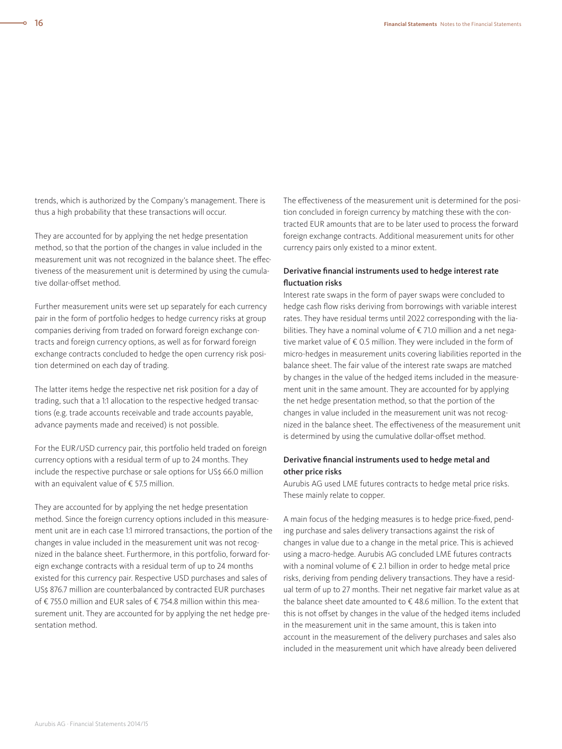trends, which is authorized by the Company's management. There is thus a high probability that these transactions will occur.

They are accounted for by applying the net hedge presentation method, so that the portion of the changes in value included in the measurement unit was not recognized in the balance sheet. The effectiveness of the measurement unit is determined by using the cumulative dollar-offset method.

Further measurement units were set up separately for each currency pair in the form of portfolio hedges to hedge currency risks at group companies deriving from traded on forward foreign exchange contracts and foreign currency options, as well as for forward foreign exchange contracts concluded to hedge the open currency risk position determined on each day of trading.

The latter items hedge the respective net risk position for a day of trading, such that a 1:1 allocation to the respective hedged transactions (e.g. trade accounts receivable and trade accounts payable, advance payments made and received) is not possible.

For the EUR/USD currency pair, this portfolio held traded on foreign currency options with a residual term of up to 24 months. They include the respective purchase or sale options for US$ 66.0 million with an equivalent value of € 57.5 million.

They are accounted for by applying the net hedge presentation method. Since the foreign currency options included in this measurement unit are in each case 1:1 mirrored transactions, the portion of the changes in value included in the measurement unit was not recognized in the balance sheet. Furthermore, in this portfolio, forward foreign exchange contracts with a residual term of up to 24 months existed for this currency pair. Respective USD purchases and sales of US$ 876.7 million are counterbalanced by contracted EUR purchases of € 755.0 million and EUR sales of € 754.8 million within this measurement unit. They are accounted for by applying the net hedge presentation method.

The effectiveness of the measurement unit is determined for the position concluded in foreign currency by matching these with the contracted EUR amounts that are to be later used to process the forward foreign exchange contracts. Additional measurement units for other currency pairs only existed to a minor extent.

### Derivative financial instruments used to hedge interest rate fluctuation risks

Interest rate swaps in the form of payer swaps were concluded to hedge cash flow risks deriving from borrowings with variable interest rates. They have residual terms until 2022 corresponding with the liabilities. They have a nominal volume of € 71.0 million and a net negative market value of € 0.5 million. They were included in the form of micro-hedges in measurement units covering liabilities reported in the balance sheet. The fair value of the interest rate swaps are matched by changes in the value of the hedged items included in the measurement unit in the same amount. They are accounted for by applying the net hedge presentation method, so that the portion of the changes in value included in the measurement unit was not recognized in the balance sheet. The effectiveness of the measurement unit is determined by using the cumulative dollar-offset method.

### Derivative financial instruments used to hedge metal and other price risks

Aurubis AG used LME futures contracts to hedge metal price risks. These mainly relate to copper.

A main focus of the hedging measures is to hedge price-fixed, pending purchase and sales delivery transactions against the risk of changes in value due to a change in the metal price. This is achieved using a macro-hedge. Aurubis AG concluded LME futures contracts with a nominal volume of € 2.1 billion in order to hedge metal price risks, deriving from pending delivery transactions. They have a residual term of up to 27 months. Their net negative fair market value as at the balance sheet date amounted to € 48.6 million. To the extent that this is not offset by changes in the value of the hedged items included in the measurement unit in the same amount, this is taken into account in the measurement of the delivery purchases and sales also included in the measurement unit which have already been delivered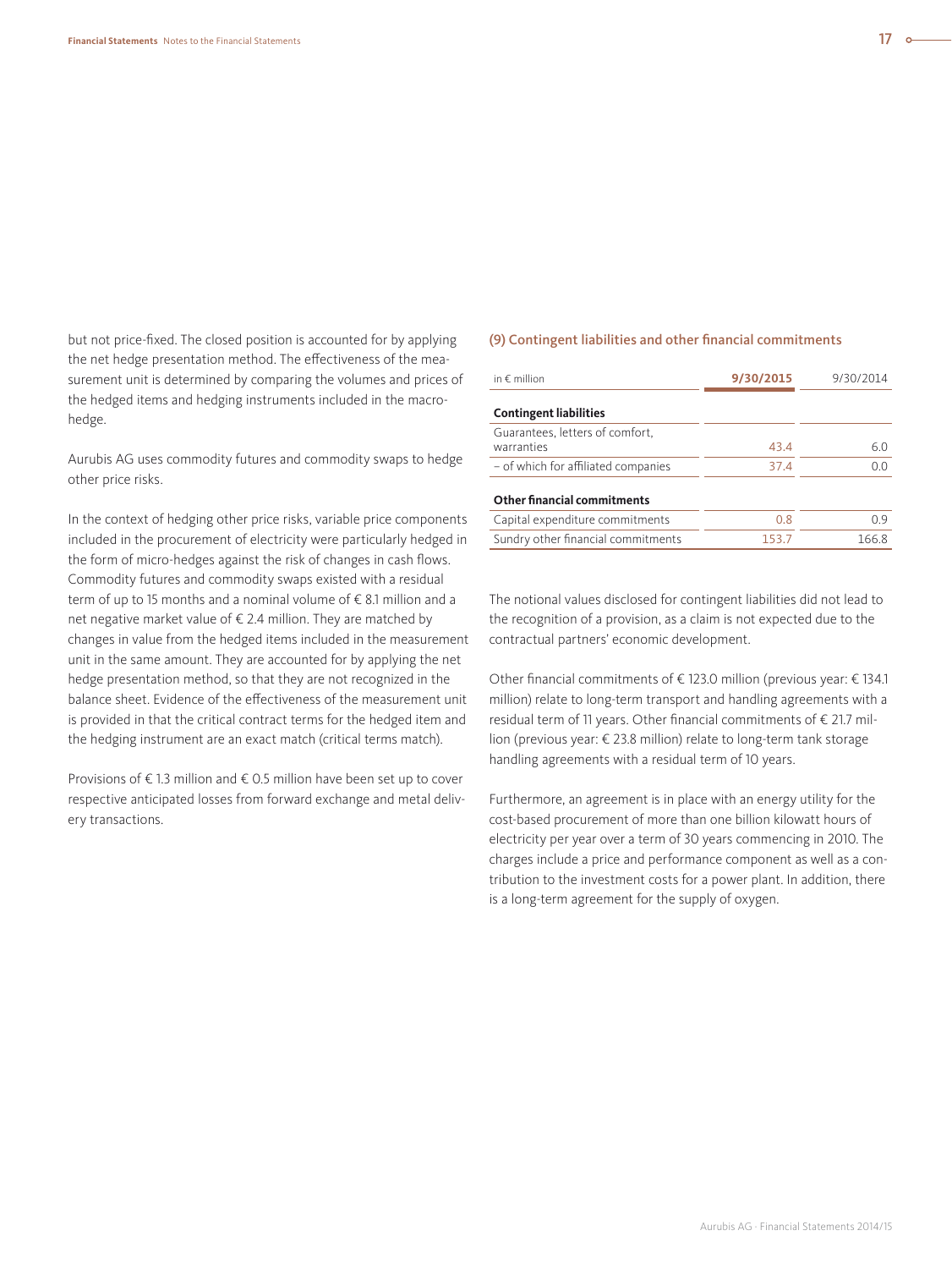but not price-fixed. The closed position is accounted for by applying the net hedge presentation method. The effectiveness of the measurement unit is determined by comparing the volumes and prices of the hedged items and hedging instruments included in the macro-hedge.

Aurubis AG uses commodity futures and commodity swaps to hedge other price risks.

In the context of hedging other price risks, variable price components included in the procurement of electricity were particularly hedged in the form of micro-hedges against the risk of changes in cash flows. Commodity futures and commodity swaps existed with a residual term of up to 15 months and a nominal volume of € 8.1 million and a net negative market value of € 2.4 million. They are matched by changes in value from the hedged items included in the measurement unit in the same amount. They are accounted for by applying the net hedge presentation method, so that they are not recognized in the balance sheet. Evidence of the effectiveness of the measurement unit is provided in that the critical contract terms for the hedged item and the hedging instrument are an exact match (critical terms match).

Provisions of € 1.3 million and € 0.5 million have been set up to cover respective anticipated losses from forward exchange and metal delivery transactions.

### (9) Contingent liabilities and other financial commitments

| in € million | 9/30/2015 | 9/30/2014 |
|---|---|---|
| **Contingent liabilities** | | |
| Guarantees, letters of comfort, warranties | 43.4 | 6.0 |
| – of which for affiliated companies | 37.4 | 0.0 |
| **Other financial commitments** | | |
| Capital expenditure commitments | 0.8 | 0.9 |
| Sundry other financial commitments | 153.7 | 166.8 |

The notional values disclosed for contingent liabilities did not lead to the recognition of a provision, as a claim is not expected due to the contractual partners' economic development.

Other financial commitments of € 123.0 million (previous year: € 134.1 million) relate to long-term transport and handling agreements with a residual term of 11 years. Other financial commitments of € 21.7 million (previous year: € 23.8 million) relate to long-term tank storage handling agreements with a residual term of 10 years.

Furthermore, an agreement is in place with an energy utility for the cost-based procurement of more than one billion kilowatt hours of electricity per year over a term of 30 years commencing in 2010. The charges include a price and performance component as well as a contribution to the investment costs for a power plant. In addition, there is a long-term agreement for the supply of oxygen.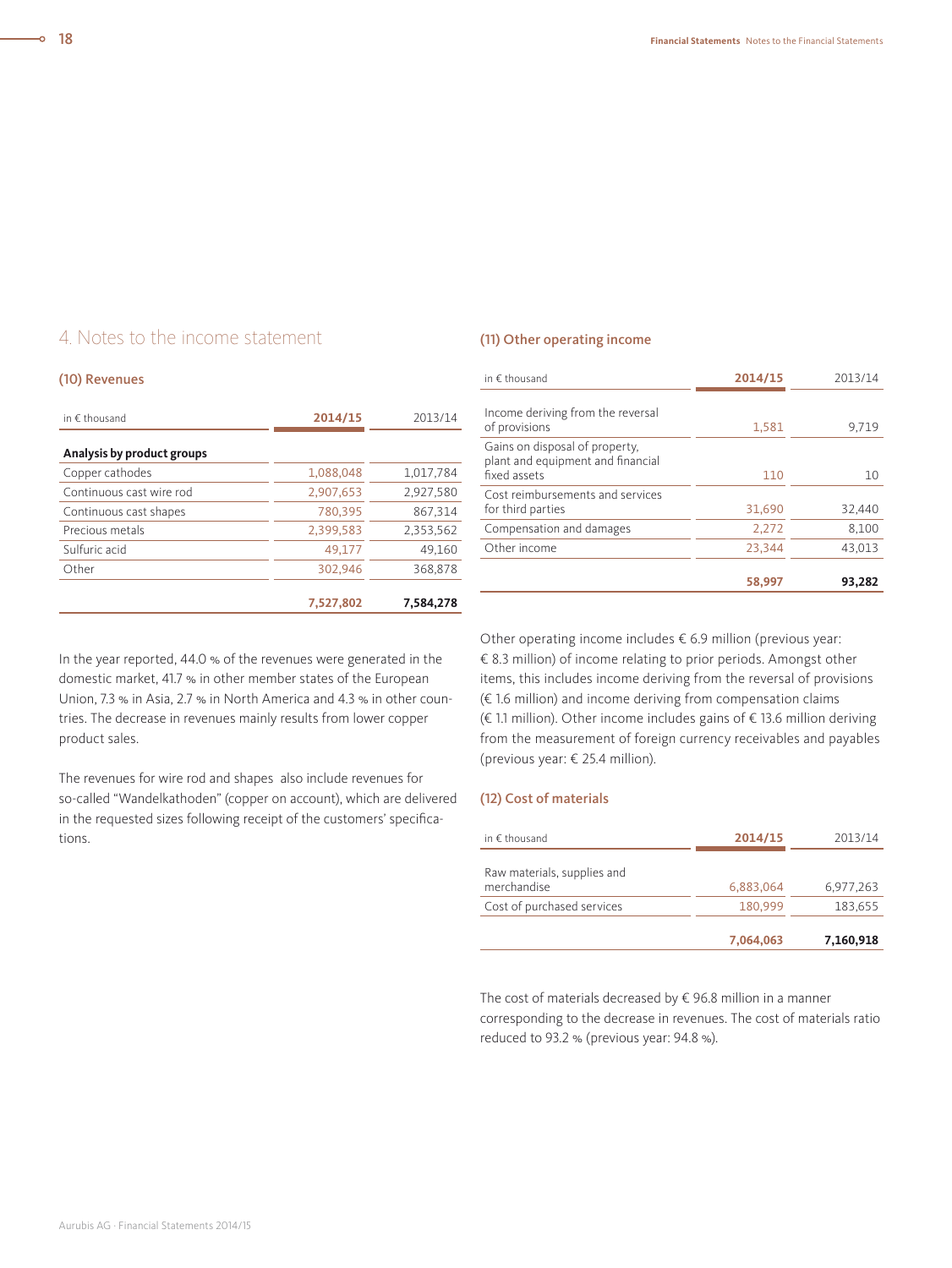## 4. Notes to the income statement

### (10) Revenues

| in € thousand | 2014/15 | 2013/14 |
|---|---|---|
| **Analysis by product groups** | | |
| Copper cathodes | 1,088,048 | 1,017,784 |
| Continuous cast wire rod | 2,907,653 | 2,927,580 |
| Continuous cast shapes | 780,395 | 867,314 |
| Precious metals | 2,399,583 | 2,353,562 |
| Sulfuric acid | 49,177 | 49,160 |
| Other | 302,946 | 368,878 |
| | **7,527,802** | **7,584,278** |

In the year reported, 44.0 % of the revenues were generated in the domestic market, 41.7 % in other member states of the European Union, 7.3 % in Asia, 2.7 % in North America and 4.3 % in other countries. The decrease in revenues mainly results from lower copper product sales.

The revenues for wire rod and shapes also include revenues for so-called "Wandelkathoden" (copper on account), which are delivered in the requested sizes following receipt of the customers' specifications.

### (11) Other operating income

| in € thousand | 2014/15 | 2013/14 |
|---|---|---|
| Income deriving from the reversal of provisions | 1,581 | 9,719 |
| Gains on disposal of property, plant and equipment and financial fixed assets | 110 | 10 |
| Cost reimbursements and services for third parties | 31,690 | 32,440 |
| Compensation and damages | 2,272 | 8,100 |
| Other income | 23,344 | 43,013 |
| | **58,997** | **93,282** |

Other operating income includes € 6.9 million (previous year: € 8.3 million) of income relating to prior periods. Amongst other items, this includes income deriving from the reversal of provisions (€ 1.6 million) and income deriving from compensation claims (€ 1.1 million). Other income includes gains of € 13.6 million deriving from the measurement of foreign currency receivables and payables (previous year: € 25.4 million).

### (12) Cost of materials

| in € thousand | 2014/15 | 2013/14 |
|---|---|---|
| Raw materials, supplies and merchandise | 6,883,064 | 6,977,263 |
| Cost of purchased services | 180,999 | 183,655 |
| | **7,064,063** | **7,160,918** |

The cost of materials decreased by € 96.8 million in a manner corresponding to the decrease in revenues. The cost of materials ratio reduced to 93.2 % (previous year: 94.8 %).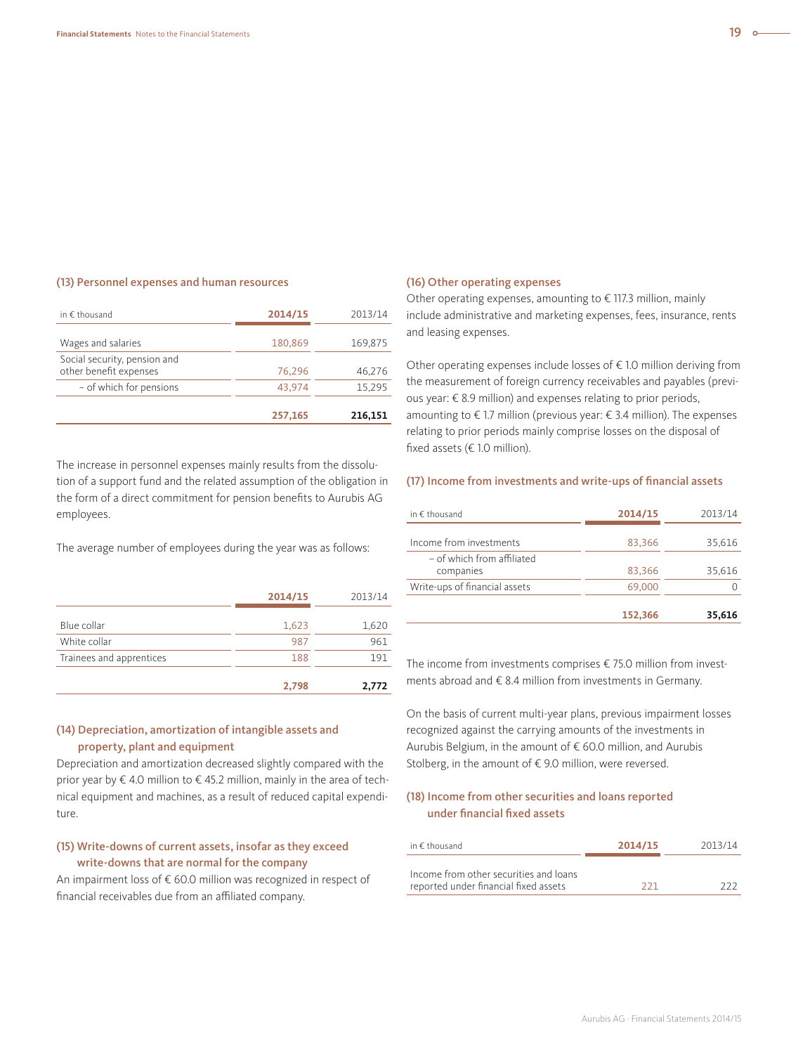### (13) Personnel expenses and human resources

| in € thousand | 2014/15 | 2013/14 |
|---|---|---|
| Wages and salaries | 180,869 | 169,875 |
| Social security, pension and other benefit expenses | 76,296 | 46,276 |
| – of which for pensions | 43,974 | 15,295 |
| | **257,165** | **216,151** |

The increase in personnel expenses mainly results from the dissolution of a support fund and the related assumption of the obligation in the form of a direct commitment for pension benefits to Aurubis AG employees.

The average number of employees during the year was as follows:

| | 2014/15 | 2013/14 |
|---|---|---|
| Blue collar | 1,623 | 1,620 |
| White collar | 987 | 961 |
| Trainees and apprentices | 188 | 191 |
| | **2,798** | **2,772** |

### (14) Depreciation, amortization of intangible assets and property, plant and equipment

Depreciation and amortization decreased slightly compared with the prior year by € 4.0 million to € 45.2 million, mainly in the area of technical equipment and machines, as a result of reduced capital expenditure.

### (15) Write-downs of current assets, insofar as they exceed write-downs that are normal for the company

An impairment loss of € 60.0 million was recognized in respect of financial receivables due from an affiliated company.

### (16) Other operating expenses

Other operating expenses, amounting to € 117.3 million, mainly include administrative and marketing expenses, fees, insurance, rents and leasing expenses.

Other operating expenses include losses of € 1.0 million deriving from the measurement of foreign currency receivables and payables (previous year: € 8.9 million) and expenses relating to prior periods, amounting to € 1.7 million (previous year: € 3.4 million). The expenses relating to prior periods mainly comprise losses on the disposal of fixed assets (€ 1.0 million).

### (17) Income from investments and write-ups of financial assets

| in € thousand | 2014/15 | 2013/14 |
|---|---|---|
| Income from investments | 83,366 | 35,616 |
| – of which from affiliated companies | 83,366 | 35,616 |
| Write-ups of financial assets | 69,000 | 0 |
| | **152,366** | **35,616** |

The income from investments comprises € 75.0 million from investments abroad and € 8.4 million from investments in Germany.

On the basis of current multi-year plans, previous impairment losses recognized against the carrying amounts of the investments in Aurubis Belgium, in the amount of € 60.0 million, and Aurubis Stolberg, in the amount of € 9.0 million, were reversed.

### (18) Income from other securities and loans reported under financial fixed assets

| in € thousand | 2014/15 | 2013/14 |
|---|---|---|
| Income from other securities and loans reported under financial fixed assets | 221 | 222 |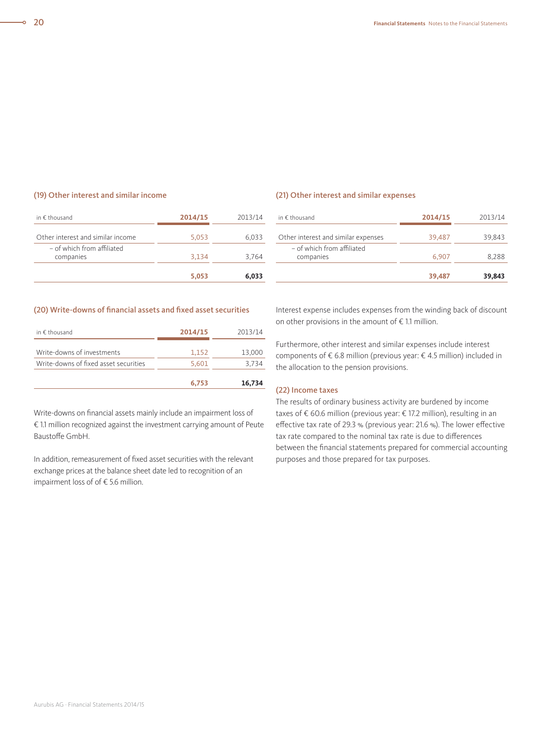### (19) Other interest and similar income

| in € thousand | 2014/15 | 2013/14 |
|---|---|---|
| Other interest and similar income | 5,053 | 6,033 |
| – of which from affiliated companies | 3,134 | 3,764 |
| | **5,053** | **6,033** |

### (20) Write-downs of financial assets and fixed asset securities

| in € thousand | 2014/15 | 2013/14 |
|---|---|---|
| Write-downs of investments | 1,152 | 13,000 |
| Write-downs of fixed asset securities | 5,601 | 3,734 |
| | **6,753** | **16,734** |

Write-downs on financial assets mainly include an impairment loss of € 1.1 million recognized against the investment carrying amount of Peute Baustoffe GmbH.

In addition, remeasurement of fixed asset securities with the relevant exchange prices at the balance sheet date led to recognition of an impairment loss of of € 5.6 million.

### (21) Other interest and similar expenses

| in € thousand | 2014/15 | 2013/14 |
|---|---|---|
| Other interest and similar expenses | 39,487 | 39,843 |
| – of which from affiliated companies | 6,907 | 8,288 |
| | **39,487** | **39,843** |

Interest expense includes expenses from the winding back of discount on other provisions in the amount of € 1.1 million.

Furthermore, other interest and similar expenses include interest components of € 6.8 million (previous year: € 4.5 million) included in the allocation to the pension provisions.

### (22) Income taxes

The results of ordinary business activity are burdened by income taxes of € 60.6 million (previous year: € 17.2 million), resulting in an effective tax rate of 29.3 % (previous year: 21.6 %). The lower effective tax rate compared to the nominal tax rate is due to differences between the financial statements prepared for commercial accounting purposes and those prepared for tax purposes.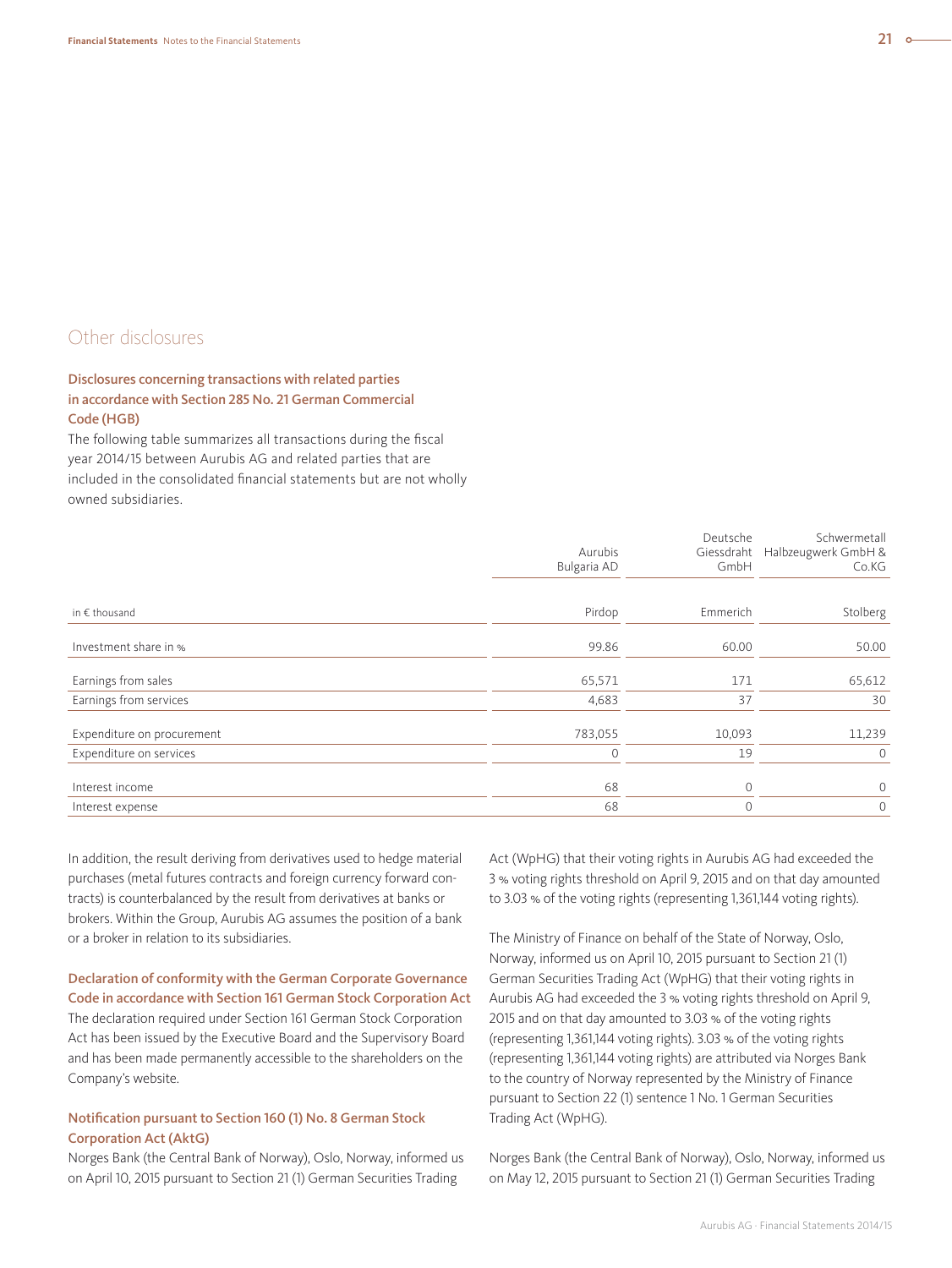## Other disclosures

### Disclosures concerning transactions with related parties in accordance with Section 285 No. 21 German Commercial Code (HGB)

The following table summarizes all transactions during the fiscal year 2014/15 between Aurubis AG and related parties that are included in the consolidated financial statements but are not wholly owned subsidiaries.

| | Aurubis Bulgaria AD | Deutsche Giessdraht GmbH | Schwermetall Halbzeugwerk GmbH & Co.KG |
|---|---|---|---|
| in € thousand | Pirdop | Emmerich | Stolberg |
| Investment share in % | 99.86 | 60.00 | 50.00 |
| Earnings from sales | 65,571 | 171 | 65,612 |
| Earnings from services | 4,683 | 37 | 30 |
| Expenditure on procurement | 783,055 | 10,093 | 11,239 |
| Expenditure on services | 0 | 19 | 0 |
| Interest income | 68 | 0 | 0 |
| Interest expense | 68 | 0 | 0 |

In addition, the result deriving from derivatives used to hedge material purchases (metal futures contracts and foreign currency forward contracts) is counterbalanced by the result from derivatives at banks or brokers. Within the Group, Aurubis AG assumes the position of a bank or a broker in relation to its subsidiaries.

### Declaration of conformity with the German Corporate Governance Code in accordance with Section 161 German Stock Corporation Act

The declaration required under Section 161 German Stock Corporation Act has been issued by the Executive Board and the Supervisory Board and has been made permanently accessible to the shareholders on the Company's website.

### Notification pursuant to Section 160 (1) No. 8 German Stock Corporation Act (AktG)

Norges Bank (the Central Bank of Norway), Oslo, Norway, informed us on April 10, 2015 pursuant to Section 21 (1) German Securities Trading Act (WpHG) that their voting rights in Aurubis AG had exceeded the 3 % voting rights threshold on April 9, 2015 and on that day amounted to 3.03 % of the voting rights (representing 1,361,144 voting rights).

The Ministry of Finance on behalf of the State of Norway, Oslo, Norway, informed us on April 10, 2015 pursuant to Section 21 (1) German Securities Trading Act (WpHG) that their voting rights in Aurubis AG had exceeded the 3 % voting rights threshold on April 9, 2015 and on that day amounted to 3.03 % of the voting rights (representing 1,361,144 voting rights). 3.03 % of the voting rights (representing 1,361,144 voting rights) are attributed via Norges Bank to the country of Norway represented by the Ministry of Finance pursuant to Section 22 (1) sentence 1 No. 1 German Securities Trading Act (WpHG).

Norges Bank (the Central Bank of Norway), Oslo, Norway, informed us on May 12, 2015 pursuant to Section 21 (1) German Securities Trading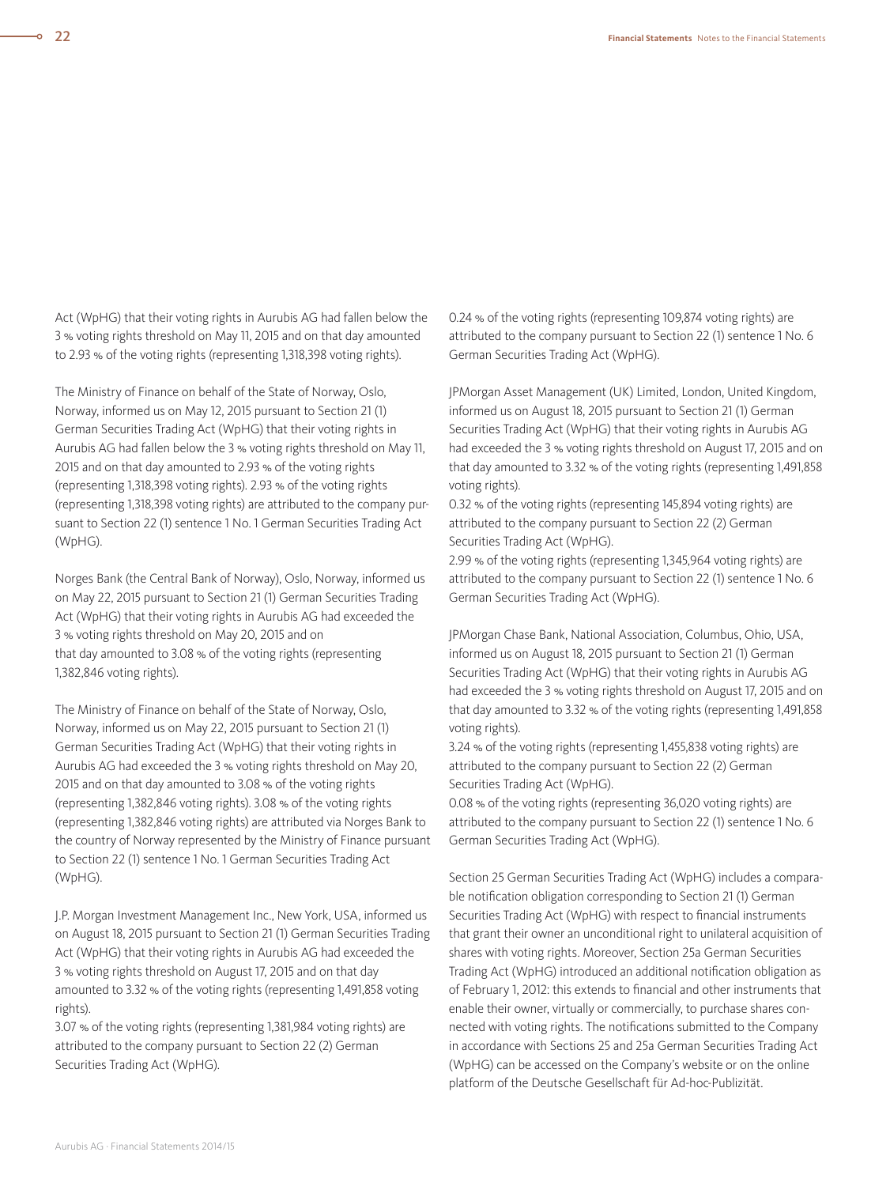Act (WpHG) that their voting rights in Aurubis AG had fallen below the 3 % voting rights threshold on May 11, 2015 and on that day amounted to 2.93 % of the voting rights (representing 1,318,398 voting rights).

The Ministry of Finance on behalf of the State of Norway, Oslo, Norway, informed us on May 12, 2015 pursuant to Section 21 (1) German Securities Trading Act (WpHG) that their voting rights in Aurubis AG had fallen below the 3 % voting rights threshold on May 11, 2015 and on that day amounted to 2.93 % of the voting rights (representing 1,318,398 voting rights). 2.93 % of the voting rights (representing 1,318,398 voting rights) are attributed to the company pursuant to Section 22 (1) sentence 1 No. 1 German Securities Trading Act (WpHG).

Norges Bank (the Central Bank of Norway), Oslo, Norway, informed us on May 22, 2015 pursuant to Section 21 (1) German Securities Trading Act (WpHG) that their voting rights in Aurubis AG had exceeded the 3 % voting rights threshold on May 20, 2015 and on that day amounted to 3.08 % of the voting rights (representing 1,382,846 voting rights).

The Ministry of Finance on behalf of the State of Norway, Oslo, Norway, informed us on May 22, 2015 pursuant to Section 21 (1) German Securities Trading Act (WpHG) that their voting rights in Aurubis AG had exceeded the 3 % voting rights threshold on May 20, 2015 and on that day amounted to 3.08 % of the voting rights (representing 1,382,846 voting rights). 3.08 % of the voting rights (representing 1,382,846 voting rights) are attributed via Norges Bank to the country of Norway represented by the Ministry of Finance pursuant to Section 22 (1) sentence 1 No. 1 German Securities Trading Act (WpHG).

J.P. Morgan Investment Management Inc., New York, USA, informed us on August 18, 2015 pursuant to Section 21 (1) German Securities Trading Act (WpHG) that their voting rights in Aurubis AG had exceeded the 3 % voting rights threshold on August 17, 2015 and on that day amounted to 3.32 % of the voting rights (representing 1,491,858 voting rights).
3.07 % of the voting rights (representing 1,381,984 voting rights) are attributed to the company pursuant to Section 22 (2) German Securities Trading Act (WpHG).
0.24 % of the voting rights (representing 109,874 voting rights) are attributed to the company pursuant to Section 22 (1) sentence 1 No. 6 German Securities Trading Act (WpHG).

JPMorgan Asset Management (UK) Limited, London, United Kingdom, informed us on August 18, 2015 pursuant to Section 21 (1) German Securities Trading Act (WpHG) that their voting rights in Aurubis AG had exceeded the 3 % voting rights threshold on August 17, 2015 and on that day amounted to 3.32 % of the voting rights (representing 1,491,858 voting rights).
0.32 % of the voting rights (representing 145,894 voting rights) are attributed to the company pursuant to Section 22 (2) German Securities Trading Act (WpHG).
2.99 % of the voting rights (representing 1,345,964 voting rights) are attributed to the company pursuant to Section 22 (1) sentence 1 No. 6 German Securities Trading Act (WpHG).

JPMorgan Chase Bank, National Association, Columbus, Ohio, USA, informed us on August 18, 2015 pursuant to Section 21 (1) German Securities Trading Act (WpHG) that their voting rights in Aurubis AG had exceeded the 3 % voting rights threshold on August 17, 2015 and on that day amounted to 3.32 % of the voting rights (representing 1,491,858 voting rights).
3.24 % of the voting rights (representing 1,455,838 voting rights) are attributed to the company pursuant to Section 22 (2) German Securities Trading Act (WpHG).
0.08 % of the voting rights (representing 36,020 voting rights) are attributed to the company pursuant to Section 22 (1) sentence 1 No. 6 German Securities Trading Act (WpHG).

Section 25 German Securities Trading Act (WpHG) includes a comparable notification obligation corresponding to Section 21 (1) German Securities Trading Act (WpHG) with respect to financial instruments that grant their owner an unconditional right to unilateral acquisition of shares with voting rights. Moreover, Section 25a German Securities Trading Act (WpHG) introduced an additional notification obligation as of February 1, 2012: this extends to financial and other instruments that enable their owner, virtually or commercially, to purchase shares connected with voting rights. The notifications submitted to the Company in accordance with Sections 25 and 25a German Securities Trading Act (WpHG) can be accessed on the Company's website or on the online platform of the Deutsche Gesellschaft für Ad-hoc-Publizität.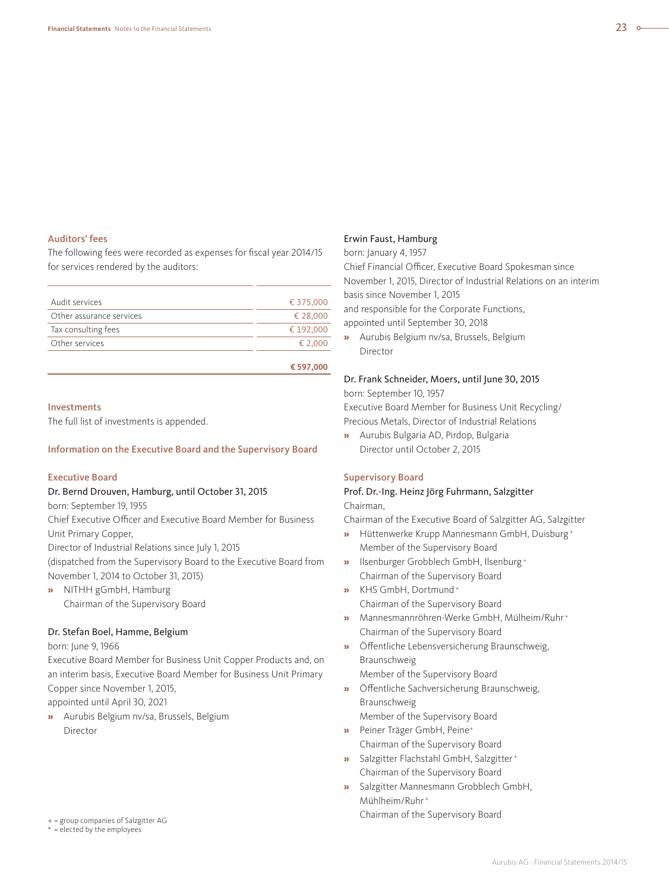### Auditors' fees

The following fees were recorded as expenses for fiscal year 2014/15 for services rendered by the auditors:

| | |
|---|---|
| Audit services | € 375,000 |
| Other assurance services | € 28,000 |
| Tax consulting fees | € 192,000 |
| Other services | € 2,000 |
| | **€ 597,000** |

### Investments

The full list of investments is appended.

### Information on the Executive Board and the Supervisory Board

#### Executive Board

**Dr. Bernd Drouven, Hamburg, until October 31, 2015**
born: September 19, 1955
Chief Executive Officer and Executive Board Member for Business Unit Primary Copper,
Director of Industrial Relations since July 1, 2015
(dispatched from the Supervisory Board to the Executive Board from November 1, 2014 to October 31, 2015)

- NITHH gGmbH, Hamburg
  Chairman of the Supervisory Board

**Dr. Stefan Boel, Hamme, Belgium**
born: June 9, 1966
Executive Board Member for Business Unit Copper Products and, on an interim basis, Executive Board Member for Business Unit Primary Copper since November 1, 2015,
appointed until April 30, 2021

- Aurubis Belgium nv/sa, Brussels, Belgium
  Director

**Erwin Faust, Hamburg**
born: January 4, 1957
Chief Financial Officer, Executive Board Spokesman since November 1, 2015, Director of Industrial Relations on an interim basis since November 1, 2015
and responsible for the Corporate Functions,
appointed until September 30, 2018

- Aurubis Belgium nv/sa, Brussels, Belgium
  Director

**Dr. Frank Schneider, Moers, until June 30, 2015**
born: September 10, 1957
Executive Board Member for Business Unit Recycling/Precious Metals, Director of Industrial Relations

- Aurubis Bulgaria AD, Pirdop, Bulgaria
  Director until October 2, 2015

#### Supervisory Board

**Prof. Dr.-Ing. Heinz Jörg Fuhrmann, Salzgitter**
Chairman,
Chairman of the Executive Board of Salzgitter AG, Salzgitter

- Hüttenwerke Krupp Mannesmann GmbH, Duisburg +
  Member of the Supervisory Board
- Ilsenburger Grobblech GmbH, Ilsenburg +
  Chairman of the Supervisory Board
- KHS GmbH, Dortmund +
  Chairman of the Supervisory Board
- Mannesmannröhren-Werke GmbH, Mülheim/Ruhr +
  Chairman of the Supervisory Board
- Öffentliche Lebensversicherung Braunschweig, Braunschweig
  Member of the Supervisory Board
- Öffentliche Sachversicherung Braunschweig, Braunschweig
  Member of the Supervisory Board
- Peiner Träger GmbH, Peine +
  Chairman of the Supervisory Board
- Salzgitter Flachstahl GmbH, Salzgitter +
  Chairman of the Supervisory Board
- Salzgitter Mannesmann Grobblech GmbH, Mühlheim/Ruhr +
  Chairman of the Supervisory Board

+ = group companies of Salzgitter AG
* = elected by the employees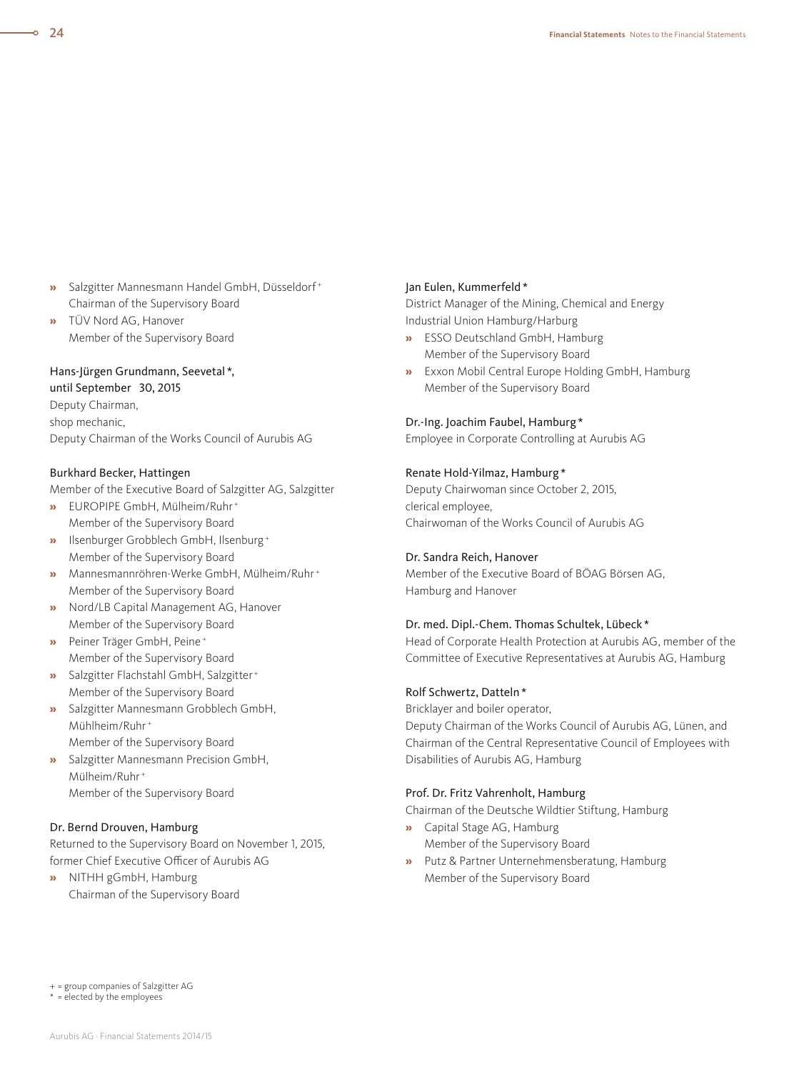- Salzgitter Mannesmann Handel GmbH, Düsseldorf +
  Chairman of the Supervisory Board
- TÜV Nord AG, Hanover
  Member of the Supervisory Board

Hans-Jürgen Grundmann, Seevetal *,
until September 30, 2015
Deputy Chairman,
shop mechanic,
Deputy Chairman of the Works Council of Aurubis AG

Burkhard Becker, Hattingen
Member of the Executive Board of Salzgitter AG, Salzgitter
- EUROPIPE GmbH, Mülheim/Ruhr +
  Member of the Supervisory Board
- Ilsenburger Grobblech GmbH, Ilsenburg +
  Member of the Supervisory Board
- Mannesmannröhren-Werke GmbH, Mülheim/Ruhr +
  Member of the Supervisory Board
- Nord/LB Capital Management AG, Hanover
  Member of the Supervisory Board
- Peiner Träger GmbH, Peine +
  Member of the Supervisory Board
- Salzgitter Flachstahl GmbH, Salzgitter +
  Member of the Supervisory Board
- Salzgitter Mannesmann Grobblech GmbH, Mühlheim/Ruhr +
  Member of the Supervisory Board
- Salzgitter Mannesmann Precision GmbH, Mülheim/Ruhr +
  Member of the Supervisory Board

Dr. Bernd Drouven, Hamburg
Returned to the Supervisory Board on November 1, 2015,
former Chief Executive Officer of Aurubis AG
- NITHH gGmbH, Hamburg
  Chairman of the Supervisory Board

Jan Eulen, Kummerfeld *
District Manager of the Mining, Chemical and Energy Industrial Union Hamburg/Harburg
- ESSO Deutschland GmbH, Hamburg
  Member of the Supervisory Board
- Exxon Mobil Central Europe Holding GmbH, Hamburg
  Member of the Supervisory Board

Dr.-Ing. Joachim Faubel, Hamburg *
Employee in Corporate Controlling at Aurubis AG

Renate Hold-Yilmaz, Hamburg *
Deputy Chairwoman since October 2, 2015,
clerical employee,
Chairwoman of the Works Council of Aurubis AG

Dr. Sandra Reich, Hanover
Member of the Executive Board of BÖAG Börsen AG, Hamburg and Hanover

Dr. med. Dipl.-Chem. Thomas Schultek, Lübeck *
Head of Corporate Health Protection at Aurubis AG, member of the Committee of Executive Representatives at Aurubis AG, Hamburg

Rolf Schwertz, Datteln *
Bricklayer and boiler operator,
Deputy Chairman of the Works Council of Aurubis AG, Lünen, and Chairman of the Central Representative Council of Employees with Disabilities of Aurubis AG, Hamburg

Prof. Dr. Fritz Vahrenholt, Hamburg
Chairman of the Deutsche Wildtier Stiftung, Hamburg
- Capital Stage AG, Hamburg
  Member of the Supervisory Board
- Putz & Partner Unternehmensberatung, Hamburg
  Member of the Supervisory Board

+ = group companies of Salzgitter AG
* = elected by the employees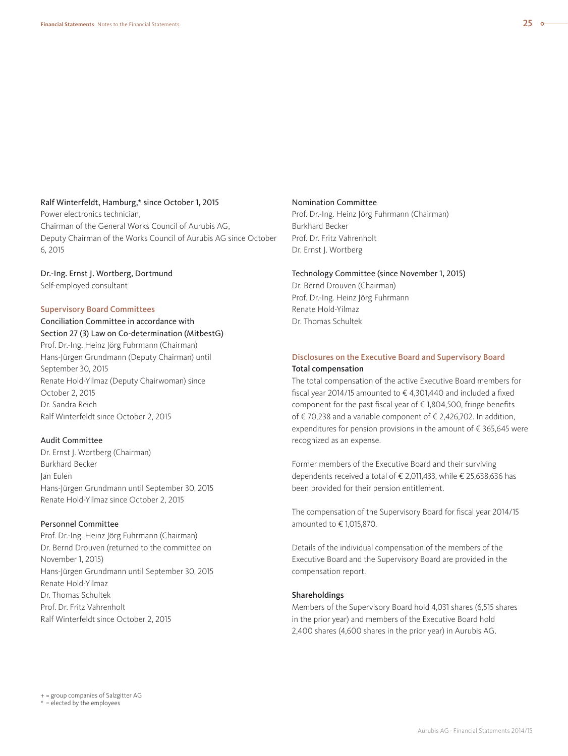Ralf Winterfeldt, Hamburg,* since October 1, 2015
Power electronics technician,
Chairman of the General Works Council of Aurubis AG,
Deputy Chairman of the Works Council of Aurubis AG since October 6, 2015

Dr.-Ing. Ernst J. Wortberg, Dortmund
Self-employed consultant

## Supervisory Board Committees

Conciliation Committee in accordance with Section 27 (3) Law on Co-determination (MitbestG)
Prof. Dr.-Ing. Heinz Jörg Fuhrmann (Chairman)
Hans-Jürgen Grundmann (Deputy Chairman) until September 30, 2015
Renate Hold-Yilmaz (Deputy Chairwoman) since October 2, 2015
Dr. Sandra Reich
Ralf Winterfeldt since October 2, 2015

Audit Committee
Dr. Ernst J. Wortberg (Chairman)
Burkhard Becker
Jan Eulen
Hans-Jürgen Grundmann until September 30, 2015
Renate Hold-Yilmaz since October 2, 2015

Personnel Committee
Prof. Dr.-Ing. Heinz Jörg Fuhrmann (Chairman)
Dr. Bernd Drouven (returned to the committee on November 1, 2015)
Hans-Jürgen Grundmann until September 30, 2015
Renate Hold-Yilmaz
Dr. Thomas Schultek
Prof. Dr. Fritz Vahrenholt
Ralf Winterfeldt since October 2, 2015

Nomination Committee
Prof. Dr.-Ing. Heinz Jörg Fuhrmann (Chairman)
Burkhard Becker
Prof. Dr. Fritz Vahrenholt
Dr. Ernst J. Wortberg

Technology Committee (since November 1, 2015)
Dr. Bernd Drouven (Chairman)
Prof. Dr.-Ing. Heinz Jörg Fuhrmann
Renate Hold-Yilmaz
Dr. Thomas Schultek

## Disclosures on the Executive Board and Supervisory Board

### Total compensation

The total compensation of the active Executive Board members for fiscal year 2014/15 amounted to € 4,301,440 and included a fixed component for the past fiscal year of € 1,804,500, fringe benefits of € 70,238 and a variable component of € 2,426,702. In addition, expenditures for pension provisions in the amount of € 365,645 were recognized as an expense.

Former members of the Executive Board and their surviving dependents received a total of € 2,011,433, while € 25,638,636 has been provided for their pension entitlement.

The compensation of the Supervisory Board for fiscal year 2014/15 amounted to € 1,015,870.

Details of the individual compensation of the members of the Executive Board and the Supervisory Board are provided in the compensation report.

### Shareholdings

Members of the Supervisory Board hold 4,031 shares (6,515 shares in the prior year) and members of the Executive Board hold 2,400 shares (4,600 shares in the prior year) in Aurubis AG.

+ = group companies of Salzgitter AG
* = elected by the employees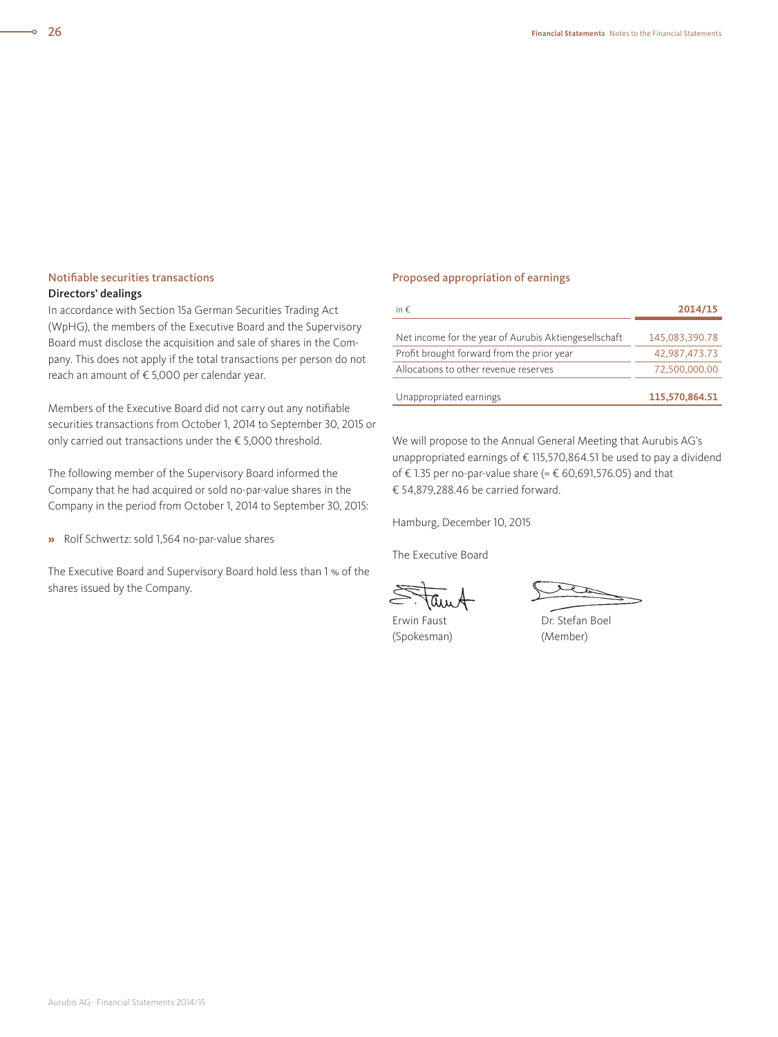## Notifiable securities transactions

### Directors' dealings

In accordance with Section 15a German Securities Trading Act (WpHG), the members of the Executive Board and the Supervisory Board must disclose the acquisition and sale of shares in the Company. This does not apply if the total transactions per person do not reach an amount of € 5,000 per calendar year.

Members of the Executive Board did not carry out any notifiable securities transactions from October 1, 2014 to September 30, 2015 or only carried out transactions under the € 5,000 threshold.

The following member of the Supervisory Board informed the Company that he had acquired or sold no-par-value shares in the Company in the period from October 1, 2014 to September 30, 2015:

- Rolf Schwertz: sold 1,564 no-par-value shares

The Executive Board and Supervisory Board hold less than 1 % of the shares issued by the Company.

## Proposed appropriation of earnings

| in € | 2014/15 |
|---|---|
| Net income for the year of Aurubis Aktiengesellschaft | 145,083,390.78 |
| Profit brought forward from the prior year | 42,987,473.73 |
| Allocations to other revenue reserves | 72,500,000.00 |
| Unappropriated earnings | **115,570,864.51** |

We will propose to the Annual General Meeting that Aurubis AG's unappropriated earnings of € 115,570,864.51 be used to pay a dividend of € 1.35 per no-par-value share (= € 60,691,576.05) and that € 54,879,288.46 be carried forward.

Hamburg, December 10, 2015

The Executive Board

Erwin Faust
(Spokesman)

Dr. Stefan Boel
(Member)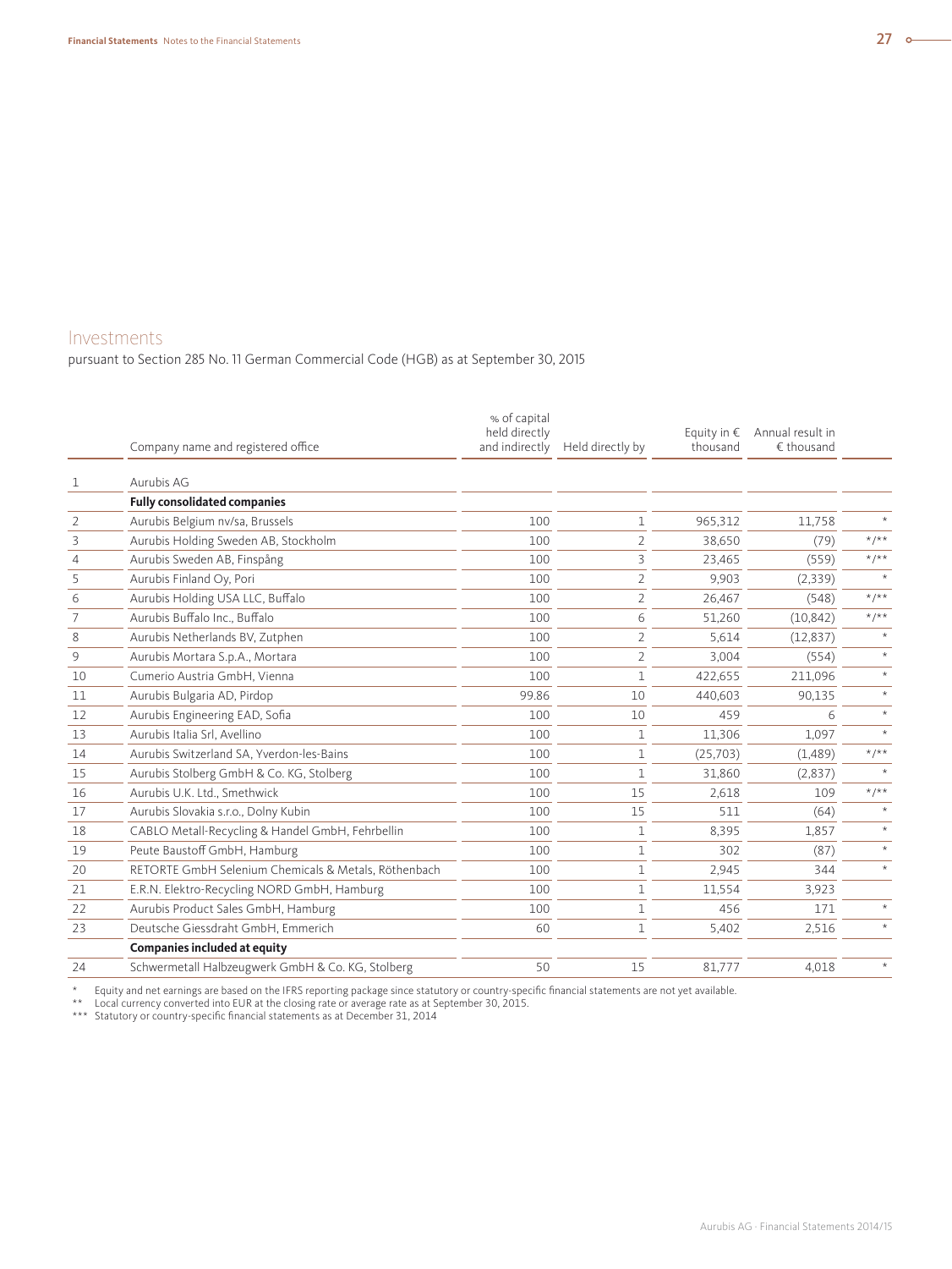## Investments

pursuant to Section 285 No. 11 German Commercial Code (HGB) as at September 30, 2015

| | Company name and registered office | % of capital held directly and indirectly | Held directly by | Equity in € thousand | Annual result in € thousand | |
|---|---|---|---|---|---|---|
| 1 | Aurubis AG | | | | | |
| | **Fully consolidated companies** | | | | | |
| 2 | Aurubis Belgium nv/sa, Brussels | 100 | 1 | 965,312 | 11,758 | * |
| 3 | Aurubis Holding Sweden AB, Stockholm | 100 | 2 | 38,650 | (79) | */** |
| 4 | Aurubis Sweden AB, Finspång | 100 | 3 | 23,465 | (559) | */** |
| 5 | Aurubis Finland Oy, Pori | 100 | 2 | 9,903 | (2,339) | * |
| 6 | Aurubis Holding USA LLC, Buffalo | 100 | 2 | 26,467 | (548) | */** |
| 7 | Aurubis Buffalo Inc., Buffalo | 100 | 6 | 51,260 | (10,842) | */** |
| 8 | Aurubis Netherlands BV, Zutphen | 100 | 2 | 5,614 | (12,837) | * |
| 9 | Aurubis Mortara S.p.A., Mortara | 100 | 2 | 3,004 | (554) | * |
| 10 | Cumerio Austria GmbH, Vienna | 100 | 1 | 422,655 | 211,096 | * |
| 11 | Aurubis Bulgaria AD, Pirdop | 99.86 | 10 | 440,603 | 90,135 | * |
| 12 | Aurubis Engineering EAD, Sofia | 100 | 10 | 459 | 6 | * |
| 13 | Aurubis Italia Srl, Avellino | 100 | 1 | 11,306 | 1,097 | * |
| 14 | Aurubis Switzerland SA, Yverdon-les-Bains | 100 | 1 | (25,703) | (1,489) | */** |
| 15 | Aurubis Stolberg GmbH & Co. KG, Stolberg | 100 | 1 | 31,860 | (2,837) | * |
| 16 | Aurubis U.K. Ltd., Smethwick | 100 | 15 | 2,618 | 109 | */** |
| 17 | Aurubis Slovakia s.r.o., Dolny Kubin | 100 | 15 | 511 | (64) | * |
| 18 | CABLO Metall-Recycling & Handel GmbH, Fehrbellin | 100 | 1 | 8,395 | 1,857 | * |
| 19 | Peute Baustoff GmbH, Hamburg | 100 | 1 | 302 | (87) | * |
| 20 | RETORTE GmbH Selenium Chemicals & Metals, Röthenbach | 100 | 1 | 2,945 | 344 | * |
| 21 | E.R.N. Elektro-Recycling NORD GmbH, Hamburg | 100 | 1 | 11,554 | 3,923 | |
| 22 | Aurubis Product Sales GmbH, Hamburg | 100 | 1 | 456 | 171 | * |
| 23 | Deutsche Giessdraht GmbH, Emmerich | 60 | 1 | 5,402 | 2,516 | * |
| | **Companies included at equity** | | | | | |
| 24 | Schwermetall Halbzeugwerk GmbH & Co. KG, Stolberg | 50 | 15 | 81,777 | 4,018 | * |

\* Equity and net earnings are based on the IFRS reporting package since statutory or country-specific financial statements are not yet available.
\** Local currency converted into EUR at the closing rate or average rate as at September 30, 2015.
\*** Statutory or country-specific financial statements as at December 31, 2014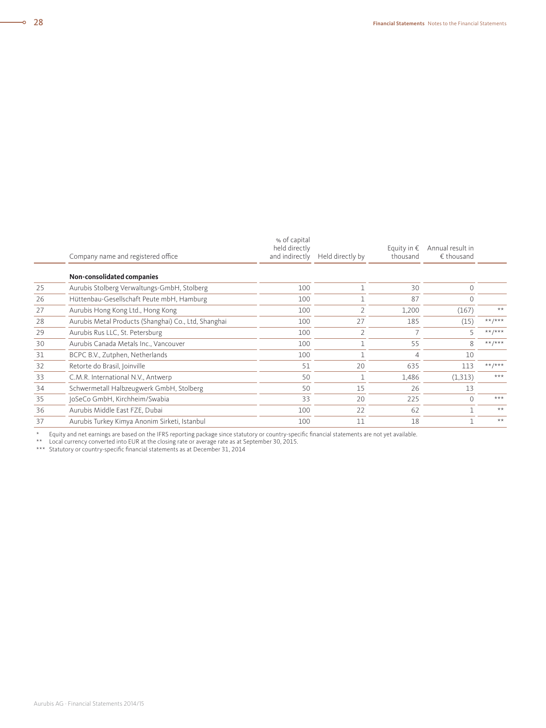| | Company name and registered office | % of capital held directly and indirectly | Held directly by | Equity in € thousand | Annual result in € thousand | |
|---|---|---|---|---|---|---|
| | **Non-consolidated companies** | | | | | |
| 25 | Aurubis Stolberg Verwaltungs-GmbH, Stolberg | 100 | 1 | 30 | 0 | |
| 26 | Hüttenbau-Gesellschaft Peute mbH, Hamburg | 100 | 1 | 87 | 0 | |
| 27 | Aurubis Hong Kong Ltd., Hong Kong | 100 | 2 | 1,200 | (167) | ** |
| 28 | Aurubis Metal Products (Shanghai) Co., Ltd, Shanghai | 100 | 27 | 185 | (15) | **/*** |
| 29 | Aurubis Rus LLC, St. Petersburg | 100 | 2 | 7 | 5 | **/*** |
| 30 | Aurubis Canada Metals Inc., Vancouver | 100 | 1 | 55 | 8 | **/*** |
| 31 | BCPC B.V., Zutphen, Netherlands | 100 | 1 | 4 | 10 | |
| 32 | Retorte do Brasil, Joinville | 51 | 20 | 635 | 113 | **/*** |
| 33 | C.M.R. International N.V., Antwerp | 50 | 1 | 1,486 | (1,313) | *** |
| 34 | Schwermetall Halbzeugwerk GmbH, Stolberg | 50 | 15 | 26 | 13 | |
| 35 | JoSeCo GmbH, Kirchheim/Swabia | 33 | 20 | 225 | 0 | *** |
| 36 | Aurubis Middle East FZE, Dubai | 100 | 22 | 62 | 1 | ** |
| 37 | Aurubis Turkey Kimya Anonim Sirketi, Istanbul | 100 | 11 | 18 | 1 | ** |

\* Equity and net earnings are based on the IFRS reporting package since statutory or country-specific financial statements are not yet available.

** Local currency converted into EUR at the closing rate or average rate as at September 30, 2015.

*** Statutory or country-specific financial statements as at December 31, 2014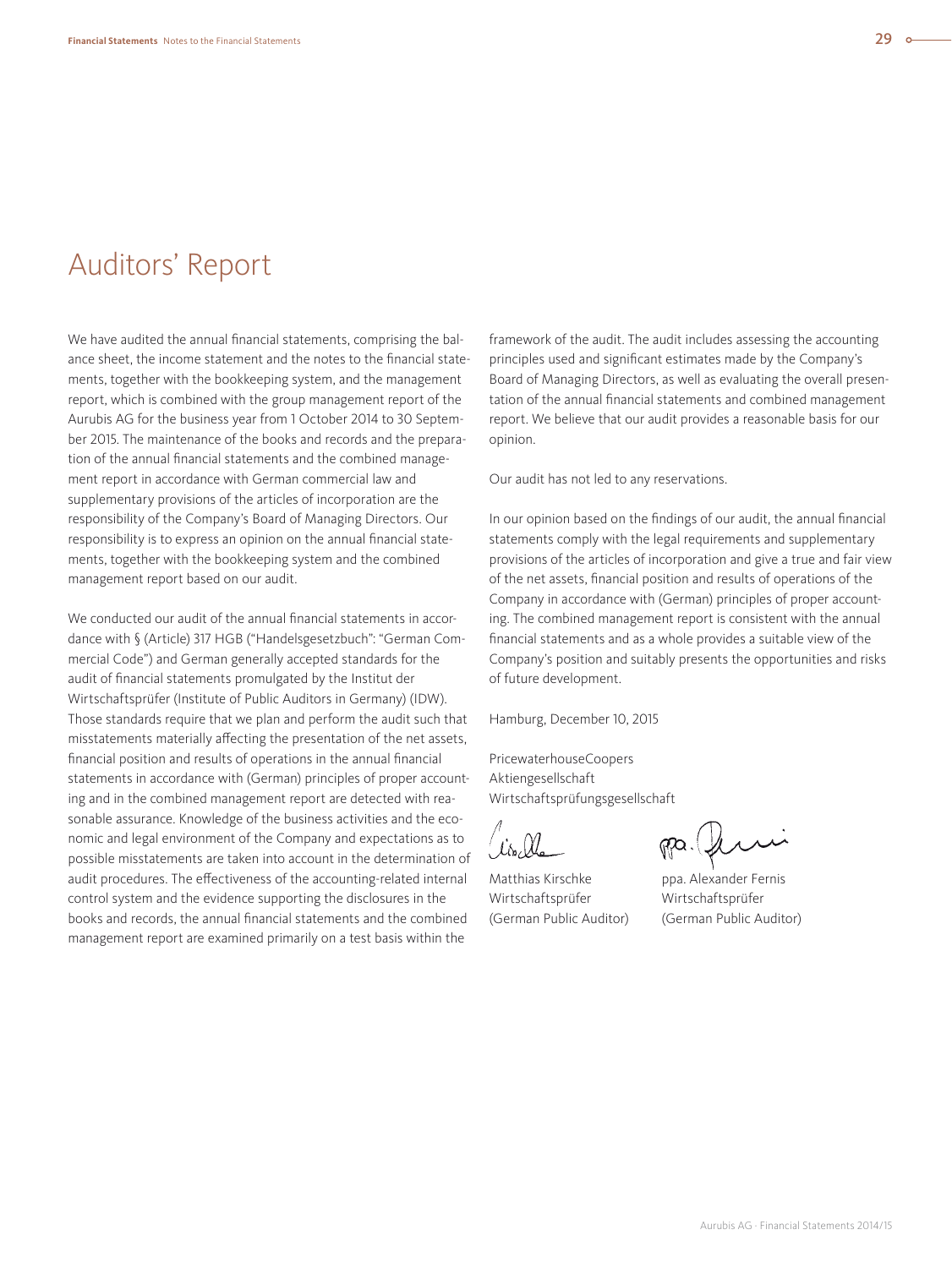# Auditors' Report

We have audited the annual financial statements, comprising the balance sheet, the income statement and the notes to the financial statements, together with the bookkeeping system, and the management report, which is combined with the group management report of the Aurubis AG for the business year from 1 October 2014 to 30 September 2015. The maintenance of the books and records and the preparation of the annual financial statements and the combined management report in accordance with German commercial law and supplementary provisions of the articles of incorporation are the responsibility of the Company's Board of Managing Directors. Our responsibility is to express an opinion on the annual financial statements, together with the bookkeeping system and the combined management report based on our audit.

We conducted our audit of the annual financial statements in accordance with § (Article) 317 HGB ("Handelsgesetzbuch": "German Commercial Code") and German generally accepted standards for the audit of financial statements promulgated by the Institut der Wirtschaftsprüfer (Institute of Public Auditors in Germany) (IDW). Those standards require that we plan and perform the audit such that misstatements materially affecting the presentation of the net assets, financial position and results of operations in the annual financial statements in accordance with (German) principles of proper accounting and in the combined management report are detected with reasonable assurance. Knowledge of the business activities and the economic and legal environment of the Company and expectations as to possible misstatements are taken into account in the determination of audit procedures. The effectiveness of the accounting-related internal control system and the evidence supporting the disclosures in the books and records, the annual financial statements and the combined management report are examined primarily on a test basis within the framework of the audit. The audit includes assessing the accounting principles used and significant estimates made by the Company's Board of Managing Directors, as well as evaluating the overall presentation of the annual financial statements and combined management report. We believe that our audit provides a reasonable basis for our opinion.

Our audit has not led to any reservations.

In our opinion based on the findings of our audit, the annual financial statements comply with the legal requirements and supplementary provisions of the articles of incorporation and give a true and fair view of the net assets, financial position and results of operations of the Company in accordance with (German) principles of proper accounting. The combined management report is consistent with the annual financial statements and as a whole provides a suitable view of the Company's position and suitably presents the opportunities and risks of future development.

Hamburg, December 10, 2015

PricewaterhouseCoopers  
Aktiengesellschaft  
Wirtschaftsprüfungsgesellschaft

Matthias Kirschke  
Wirtschaftsprüfer  
(German Public Auditor)

ppa. Alexander Fernis  
Wirtschaftsprüfer  
(German Public Auditor)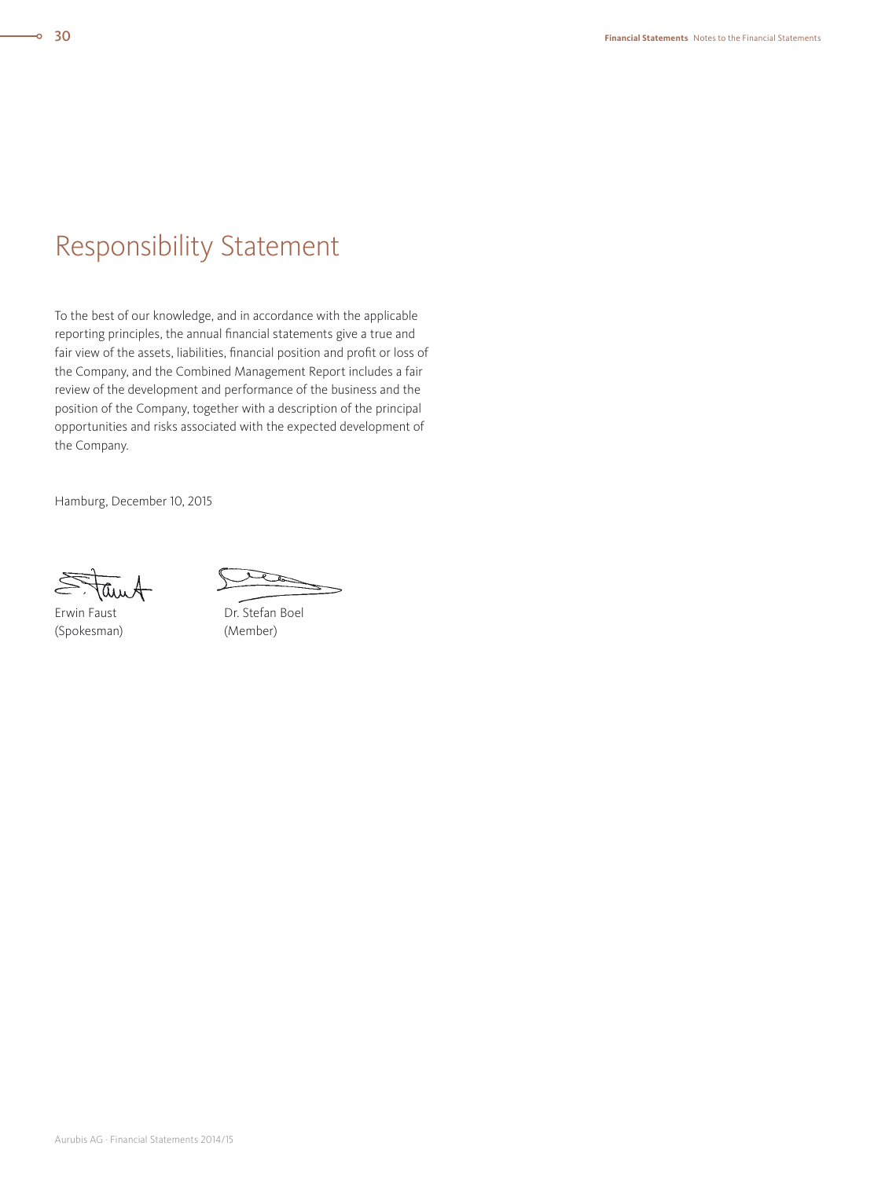# Responsibility Statement

To the best of our knowledge, and in accordance with the applicable reporting principles, the annual financial statements give a true and fair view of the assets, liabilities, financial position and profit or loss of the Company, and the Combined Management Report includes a fair review of the development and performance of the business and the position of the Company, together with a description of the principal opportunities and risks associated with the expected development of the Company.

Hamburg, December 10, 2015

| | |
|---|---|
| Erwin Faust | Dr. Stefan Boel |
| (Spokesman) | (Member) |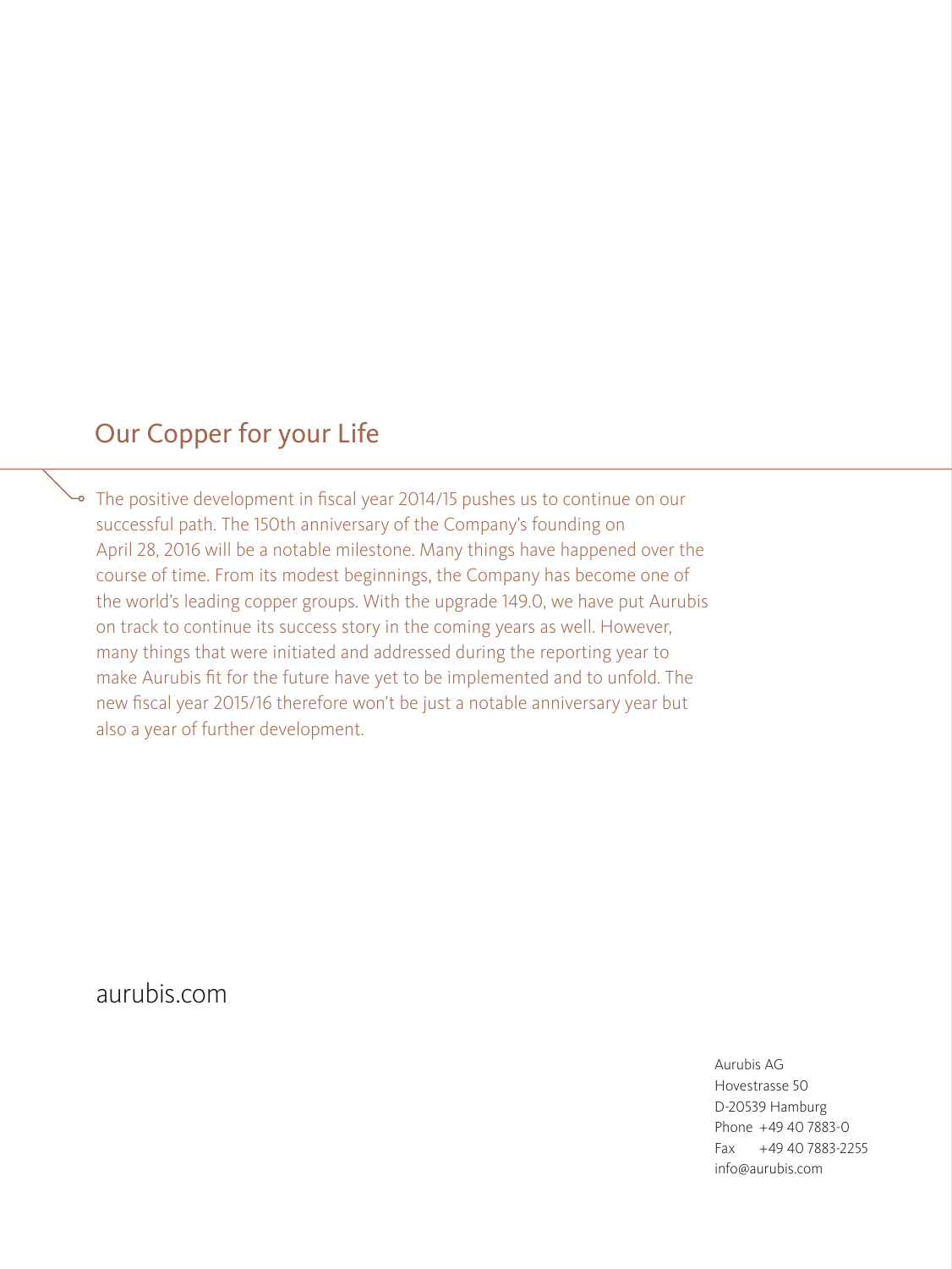## Our Copper for your Life

The positive development in fiscal year 2014/15 pushes us to continue on our successful path. The 150th anniversary of the Company's founding on April 28, 2016 will be a notable milestone. Many things have happened over the course of time. From its modest beginnings, the Company has become one of the world's leading copper groups. With the upgrade 149.0, we have put Aurubis on track to continue its success story in the coming years as well. However, many things that were initiated and addressed during the reporting year to make Aurubis fit for the future have yet to be implemented and to unfold. The new fiscal year 2015/16 therefore won't be just a notable anniversary year but also a year of further development.

aurubis.com

Aurubis AG
Hovestrasse 50
D-20539 Hamburg
Phone +49 40 7883-0
Fax +49 40 7883-2255
info@aurubis.com